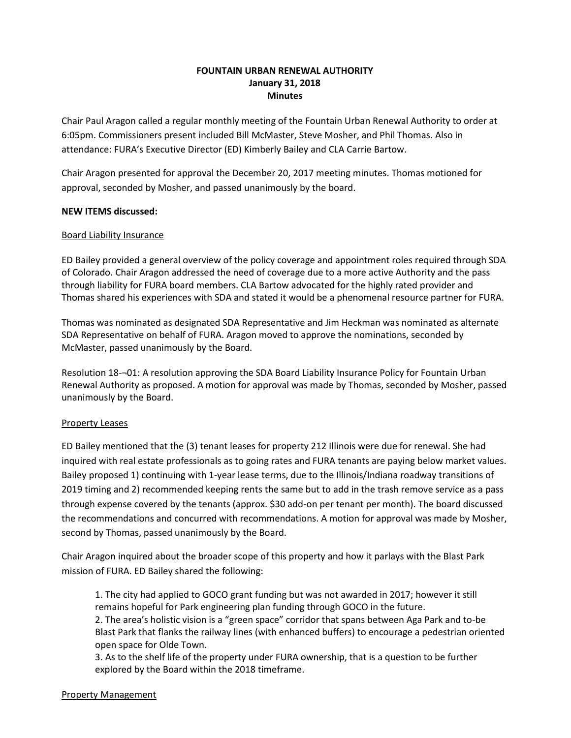**FOUNTAIN URBAN RENEWAL AUTHORITY**
**January 31, 2018**
**Minutes**

Chair Paul Aragon called a regular monthly meeting of the Fountain Urban Renewal Authority to order at 6:05pm. Commissioners present included Bill McMaster, Steve Mosher, and Phil Thomas. Also in attendance: FURA's Executive Director (ED) Kimberly Bailey and CLA Carrie Bartow.

Chair Aragon presented for approval the December 20, 2017 meeting minutes. Thomas motioned for approval, seconded by Mosher, and passed unanimously by the board.

**NEW ITEMS discussed:**

Board Liability Insurance

ED Bailey provided a general overview of the policy coverage and appointment roles required through SDA of Colorado. Chair Aragon addressed the need of coverage due to a more active Authority and the pass through liability for FURA board members. CLA Bartow advocated for the highly rated provider and Thomas shared his experiences with SDA and stated it would be a phenomenal resource partner for FURA.

Thomas was nominated as designated SDA Representative and Jim Heckman was nominated as alternate SDA Representative on behalf of FURA. Aragon moved to approve the nominations, seconded by McMaster, passed unanimously by the Board.

Resolution 18-¬01: A resolution approving the SDA Board Liability Insurance Policy for Fountain Urban Renewal Authority as proposed. A motion for approval was made by Thomas, seconded by Mosher, passed unanimously by the Board.

Property Leases

ED Bailey mentioned that the (3) tenant leases for property 212 Illinois were due for renewal. She had inquired with real estate professionals as to going rates and FURA tenants are paying below market values. Bailey proposed 1) continuing with 1-year lease terms, due to the Illinois/Indiana roadway transitions of 2019 timing and 2) recommended keeping rents the same but to add in the trash remove service as a pass through expense covered by the tenants (approx. $30 add-on per tenant per month). The board discussed the recommendations and concurred with recommendations. A motion for approval was made by Mosher, second by Thomas, passed unanimously by the Board.

Chair Aragon inquired about the broader scope of this property and how it parlays with the Blast Park mission of FURA. ED Bailey shared the following:

1. The city had applied to GOCO grant funding but was not awarded in 2017; however it still remains hopeful for Park engineering plan funding through GOCO in the future.
2. The area's holistic vision is a "green space" corridor that spans between Aga Park and to-be Blast Park that flanks the railway lines (with enhanced buffers) to encourage a pedestrian oriented open space for Olde Town.
3. As to the shelf life of the property under FURA ownership, that is a question to be further explored by the Board within the 2018 timeframe.

Property Management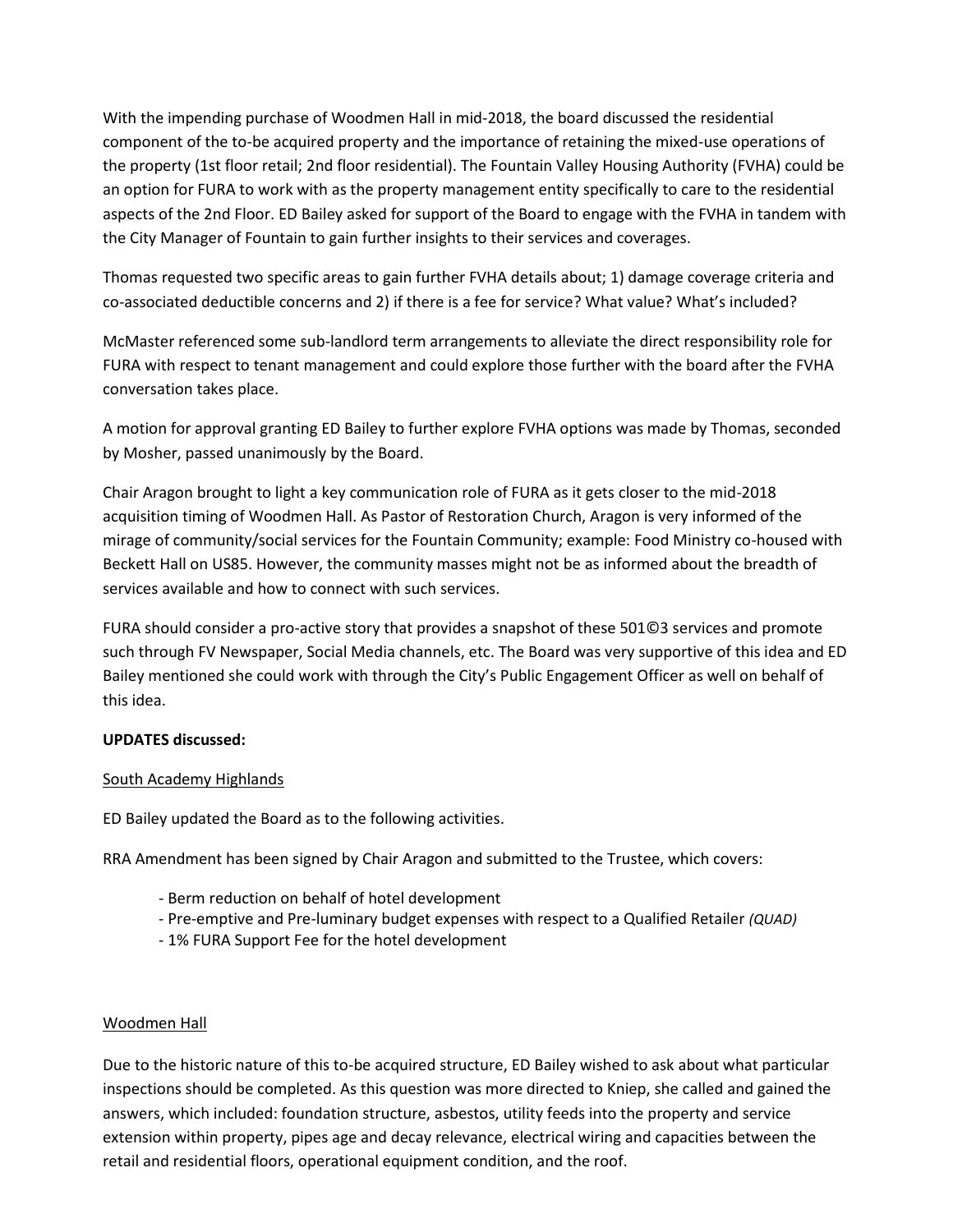With the impending purchase of Woodmen Hall in mid-2018, the board discussed the residential component of the to-be acquired property and the importance of retaining the mixed-use operations of the property (1st floor retail; 2nd floor residential). The Fountain Valley Housing Authority (FVHA) could be an option for FURA to work with as the property management entity specifically to care to the residential aspects of the 2nd Floor. ED Bailey asked for support of the Board to engage with the FVHA in tandem with the City Manager of Fountain to gain further insights to their services and coverages.

Thomas requested two specific areas to gain further FVHA details about; 1) damage coverage criteria and co-associated deductible concerns and 2) if there is a fee for service? What value? What's included?

McMaster referenced some sub-landlord term arrangements to alleviate the direct responsibility role for FURA with respect to tenant management and could explore those further with the board after the FVHA conversation takes place.

A motion for approval granting ED Bailey to further explore FVHA options was made by Thomas, seconded by Mosher, passed unanimously by the Board.

Chair Aragon brought to light a key communication role of FURA as it gets closer to the mid-2018 acquisition timing of Woodmen Hall. As Pastor of Restoration Church, Aragon is very informed of the mirage of community/social services for the Fountain Community; example: Food Ministry co-housed with Beckett Hall on US85. However, the community masses might not be as informed about the breadth of services available and how to connect with such services.

FURA should consider a pro-active story that provides a snapshot of these 501©3 services and promote such through FV Newspaper, Social Media channels, etc. The Board was very supportive of this idea and ED Bailey mentioned she could work with through the City's Public Engagement Officer as well on behalf of this idea.

**UPDATES discussed:**

South Academy Highlands

ED Bailey updated the Board as to the following activities.

RRA Amendment has been signed by Chair Aragon and submitted to the Trustee, which covers:

- Berm reduction on behalf of hotel development
- Pre-emptive and Pre-luminary budget expenses with respect to a Qualified Retailer *(QUAD)*
- 1% FURA Support Fee for the hotel development

Woodmen Hall

Due to the historic nature of this to-be acquired structure, ED Bailey wished to ask about what particular inspections should be completed. As this question was more directed to Kniep, she called and gained the answers, which included: foundation structure, asbestos, utility feeds into the property and service extension within property, pipes age and decay relevance, electrical wiring and capacities between the retail and residential floors, operational equipment condition, and the roof.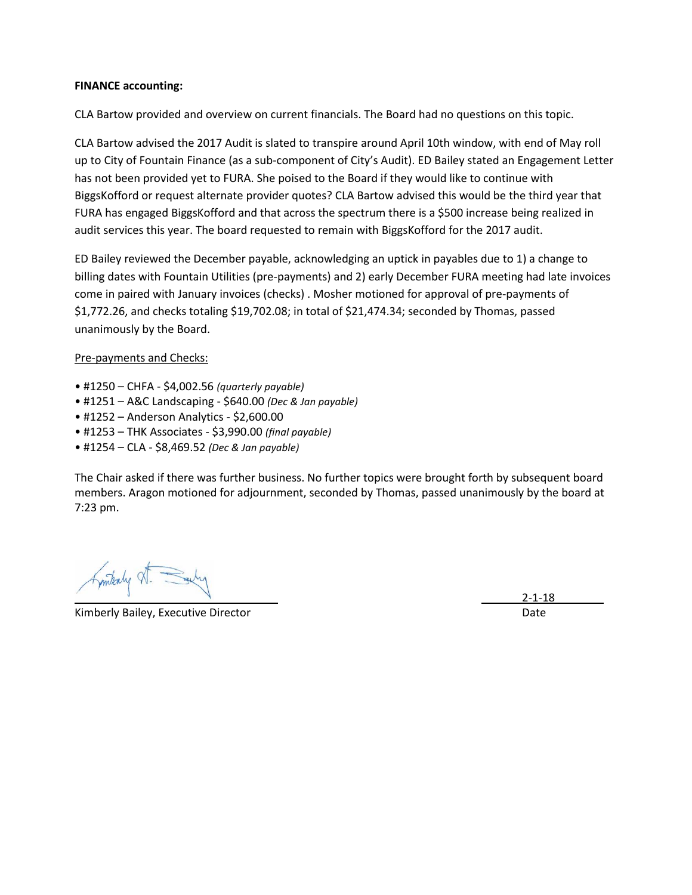**FINANCE accounting:**

CLA Bartow provided and overview on current financials. The Board had no questions on this topic.

CLA Bartow advised the 2017 Audit is slated to transpire around April 10th window, with end of May roll up to City of Fountain Finance (as a sub-component of City's Audit). ED Bailey stated an Engagement Letter has not been provided yet to FURA. She poised to the Board if they would like to continue with BiggsKofford or request alternate provider quotes? CLA Bartow advised this would be the third year that FURA has engaged BiggsKofford and that across the spectrum there is a $500 increase being realized in audit services this year. The board requested to remain with BiggsKofford for the 2017 audit.

ED Bailey reviewed the December payable, acknowledging an uptick in payables due to 1) a change to billing dates with Fountain Utilities (pre-payments) and 2) early December FURA meeting had late invoices come in paired with January invoices (checks) . Mosher motioned for approval of pre-payments of $1,772.26, and checks totaling $19,702.08; in total of $21,474.34; seconded by Thomas, passed unanimously by the Board.

Pre-payments and Checks:

- #1250 – CHFA - $4,002.56 *(quarterly payable)*
- #1251 – A&C Landscaping - $640.00 *(Dec & Jan payable)*
- #1252 – Anderson Analytics - $2,600.00
- #1253 – THK Associates - $3,990.00 *(final payable)*
- #1254 – CLA - $8,469.52 *(Dec & Jan payable)*

The Chair asked if there was further business. No further topics were brought forth by subsequent board members. Aragon motioned for adjournment, seconded by Thomas, passed unanimously by the board at 7:23 pm.

Kimberly Bailey, Executive Director

2-1-18

Date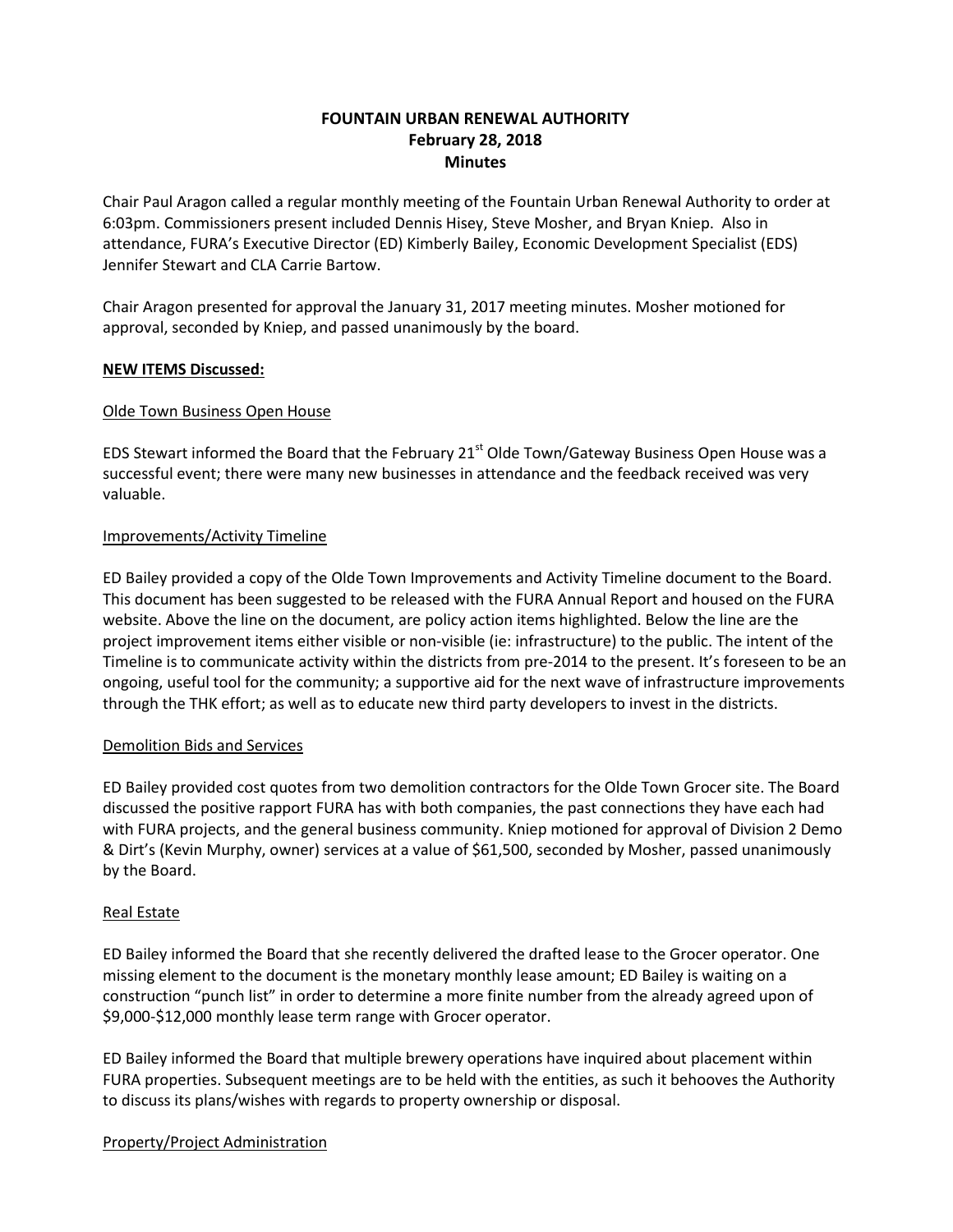**FOUNTAIN URBAN RENEWAL AUTHORITY**
**February 28, 2018**
**Minutes**

Chair Paul Aragon called a regular monthly meeting of the Fountain Urban Renewal Authority to order at 6:03pm. Commissioners present included Dennis Hisey, Steve Mosher, and Bryan Kniep. Also in attendance, FURA's Executive Director (ED) Kimberly Bailey, Economic Development Specialist (EDS) Jennifer Stewart and CLA Carrie Bartow.

Chair Aragon presented for approval the January 31, 2017 meeting minutes. Mosher motioned for approval, seconded by Kniep, and passed unanimously by the board.

**NEW ITEMS Discussed:**

Olde Town Business Open House

EDS Stewart informed the Board that the February 21st Olde Town/Gateway Business Open House was a successful event; there were many new businesses in attendance and the feedback received was very valuable.

Improvements/Activity Timeline

ED Bailey provided a copy of the Olde Town Improvements and Activity Timeline document to the Board. This document has been suggested to be released with the FURA Annual Report and housed on the FURA website. Above the line on the document, are policy action items highlighted. Below the line are the project improvement items either visible or non-visible (ie: infrastructure) to the public. The intent of the Timeline is to communicate activity within the districts from pre-2014 to the present. It's foreseen to be an ongoing, useful tool for the community; a supportive aid for the next wave of infrastructure improvements through the THK effort; as well as to educate new third party developers to invest in the districts.

Demolition Bids and Services

ED Bailey provided cost quotes from two demolition contractors for the Olde Town Grocer site. The Board discussed the positive rapport FURA has with both companies, the past connections they have each had with FURA projects, and the general business community. Kniep motioned for approval of Division 2 Demo & Dirt's (Kevin Murphy, owner) services at a value of $61,500, seconded by Mosher, passed unanimously by the Board.

Real Estate

ED Bailey informed the Board that she recently delivered the drafted lease to the Grocer operator. One missing element to the document is the monetary monthly lease amount; ED Bailey is waiting on a construction "punch list" in order to determine a more finite number from the already agreed upon of $9,000-$12,000 monthly lease term range with Grocer operator.

ED Bailey informed the Board that multiple brewery operations have inquired about placement within FURA properties. Subsequent meetings are to be held with the entities, as such it behooves the Authority to discuss its plans/wishes with regards to property ownership or disposal.

Property/Project Administration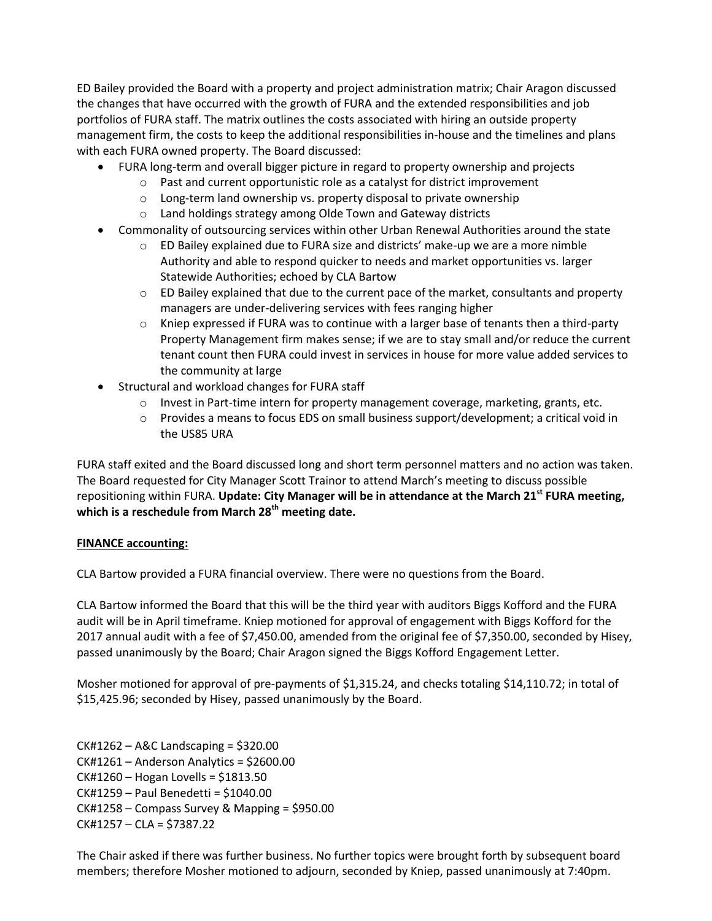ED Bailey provided the Board with a property and project administration matrix; Chair Aragon discussed the changes that have occurred with the growth of FURA and the extended responsibilities and job portfolios of FURA staff. The matrix outlines the costs associated with hiring an outside property management firm, the costs to keep the additional responsibilities in-house and the timelines and plans with each FURA owned property. The Board discussed:

- FURA long-term and overall bigger picture in regard to property ownership and projects
  - Past and current opportunistic role as a catalyst for district improvement
  - Long-term land ownership vs. property disposal to private ownership
  - Land holdings strategy among Olde Town and Gateway districts
- Commonality of outsourcing services within other Urban Renewal Authorities around the state
  - ED Bailey explained due to FURA size and districts' make-up we are a more nimble Authority and able to respond quicker to needs and market opportunities vs. larger Statewide Authorities; echoed by CLA Bartow
  - ED Bailey explained that due to the current pace of the market, consultants and property managers are under-delivering services with fees ranging higher
  - Kniep expressed if FURA was to continue with a larger base of tenants then a third-party Property Management firm makes sense; if we are to stay small and/or reduce the current tenant count then FURA could invest in services in house for more value added services to the community at large
- Structural and workload changes for FURA staff
  - Invest in Part-time intern for property management coverage, marketing, grants, etc.
  - Provides a means to focus EDS on small business support/development; a critical void in the US85 URA

FURA staff exited and the Board discussed long and short term personnel matters and no action was taken. The Board requested for City Manager Scott Trainor to attend March's meeting to discuss possible repositioning within FURA. **Update: City Manager will be in attendance at the March 21st FURA meeting, which is a reschedule from March 28th meeting date.**

**FINANCE accounting:**

CLA Bartow provided a FURA financial overview. There were no questions from the Board.

CLA Bartow informed the Board that this will be the third year with auditors Biggs Kofford and the FURA audit will be in April timeframe. Kniep motioned for approval of engagement with Biggs Kofford for the 2017 annual audit with a fee of $7,450.00, amended from the original fee of $7,350.00, seconded by Hisey, passed unanimously by the Board; Chair Aragon signed the Biggs Kofford Engagement Letter.

Mosher motioned for approval of pre-payments of $1,315.24, and checks totaling $14,110.72; in total of $15,425.96; seconded by Hisey, passed unanimously by the Board.

CK#1262 – A&C Landscaping = $320.00
CK#1261 – Anderson Analytics = $2600.00
CK#1260 – Hogan Lovells = $1813.50
CK#1259 – Paul Benedetti = $1040.00
CK#1258 – Compass Survey & Mapping = $950.00
CK#1257 – CLA = $7387.22

The Chair asked if there was further business. No further topics were brought forth by subsequent board members; therefore Mosher motioned to adjourn, seconded by Kniep, passed unanimously at 7:40pm.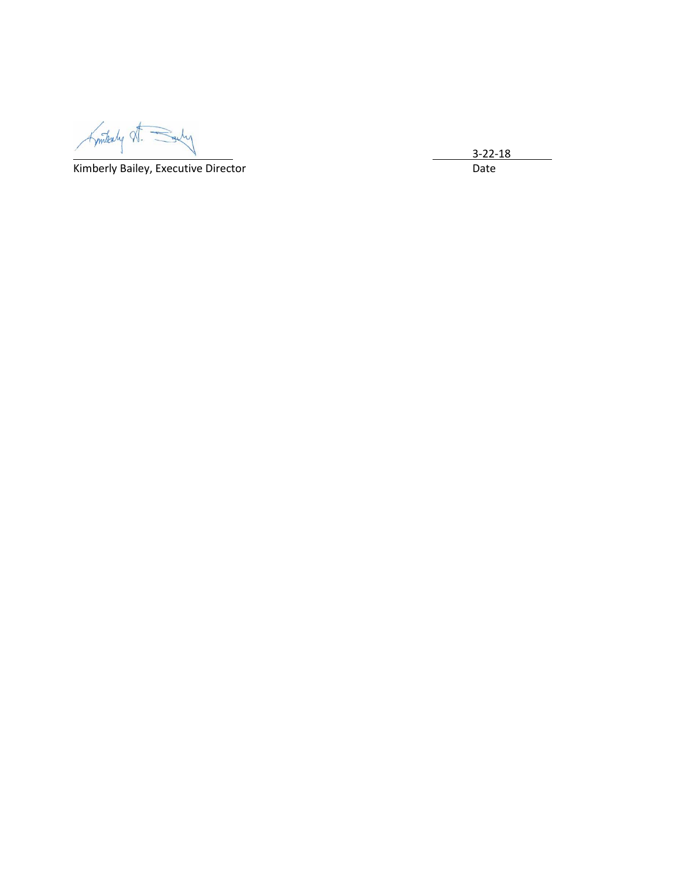_______________________________ ____3-22-18____

Kimberly Bailey, Executive Director Date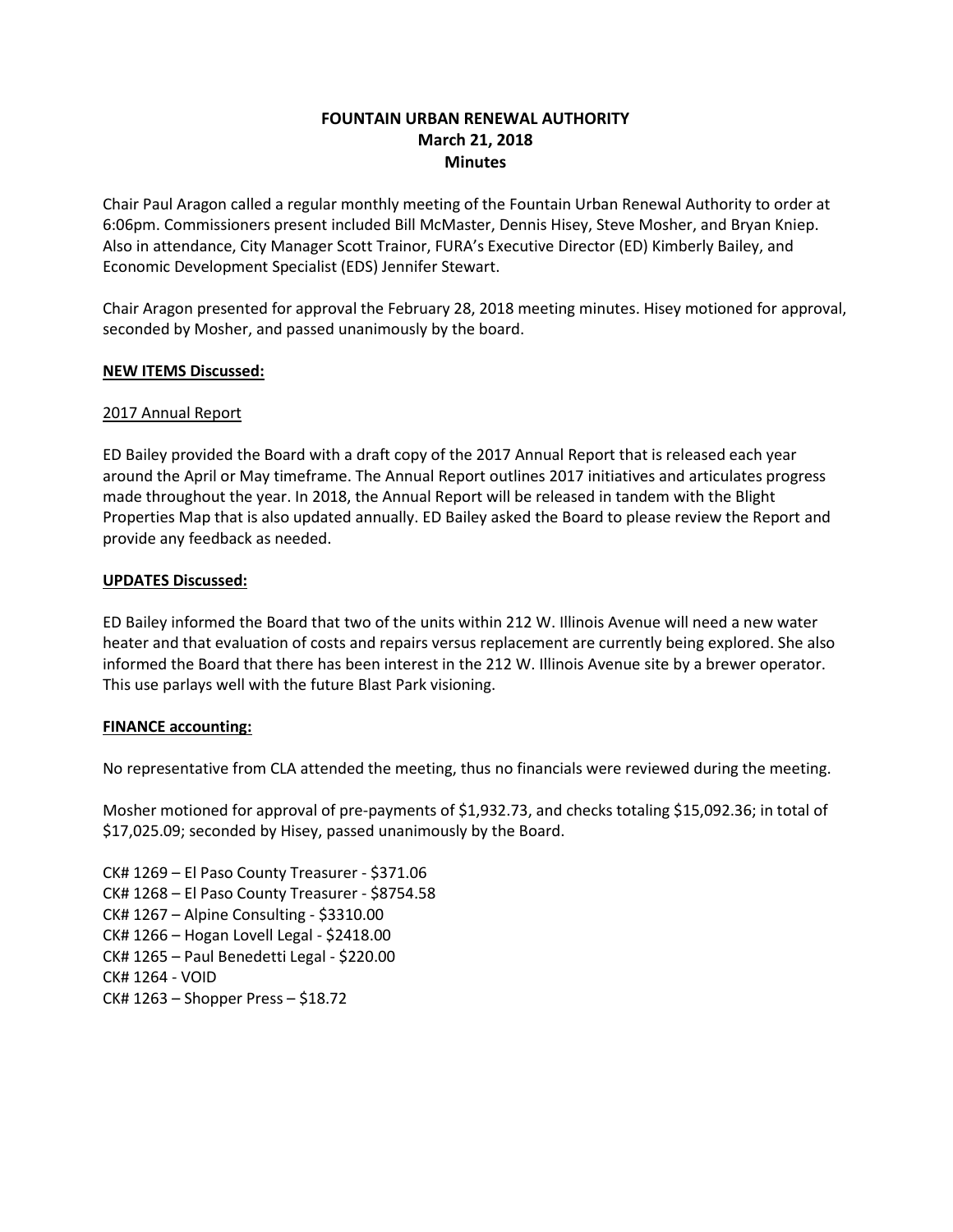# FOUNTAIN URBAN RENEWAL AUTHORITY
## March 21, 2018
## Minutes

Chair Paul Aragon called a regular monthly meeting of the Fountain Urban Renewal Authority to order at 6:06pm. Commissioners present included Bill McMaster, Dennis Hisey, Steve Mosher, and Bryan Kniep. Also in attendance, City Manager Scott Trainor, FURA's Executive Director (ED) Kimberly Bailey, and Economic Development Specialist (EDS) Jennifer Stewart.

Chair Aragon presented for approval the February 28, 2018 meeting minutes. Hisey motioned for approval, seconded by Mosher, and passed unanimously by the board.

**NEW ITEMS Discussed:**

2017 Annual Report

ED Bailey provided the Board with a draft copy of the 2017 Annual Report that is released each year around the April or May timeframe. The Annual Report outlines 2017 initiatives and articulates progress made throughout the year. In 2018, the Annual Report will be released in tandem with the Blight Properties Map that is also updated annually. ED Bailey asked the Board to please review the Report and provide any feedback as needed.

**UPDATES Discussed:**

ED Bailey informed the Board that two of the units within 212 W. Illinois Avenue will need a new water heater and that evaluation of costs and repairs versus replacement are currently being explored. She also informed the Board that there has been interest in the 212 W. Illinois Avenue site by a brewer operator. This use parlays well with the future Blast Park visioning.

**FINANCE accounting:**

No representative from CLA attended the meeting, thus no financials were reviewed during the meeting.

Mosher motioned for approval of pre-payments of $1,932.73, and checks totaling $15,092.36; in total of $17,025.09; seconded by Hisey, passed unanimously by the Board.

CK# 1269 – El Paso County Treasurer - $371.06
CK# 1268 – El Paso County Treasurer - $8754.58
CK# 1267 – Alpine Consulting - $3310.00
CK# 1266 – Hogan Lovell Legal - $2418.00
CK# 1265 – Paul Benedetti Legal - $220.00
CK# 1264 - VOID
CK# 1263 – Shopper Press – $18.72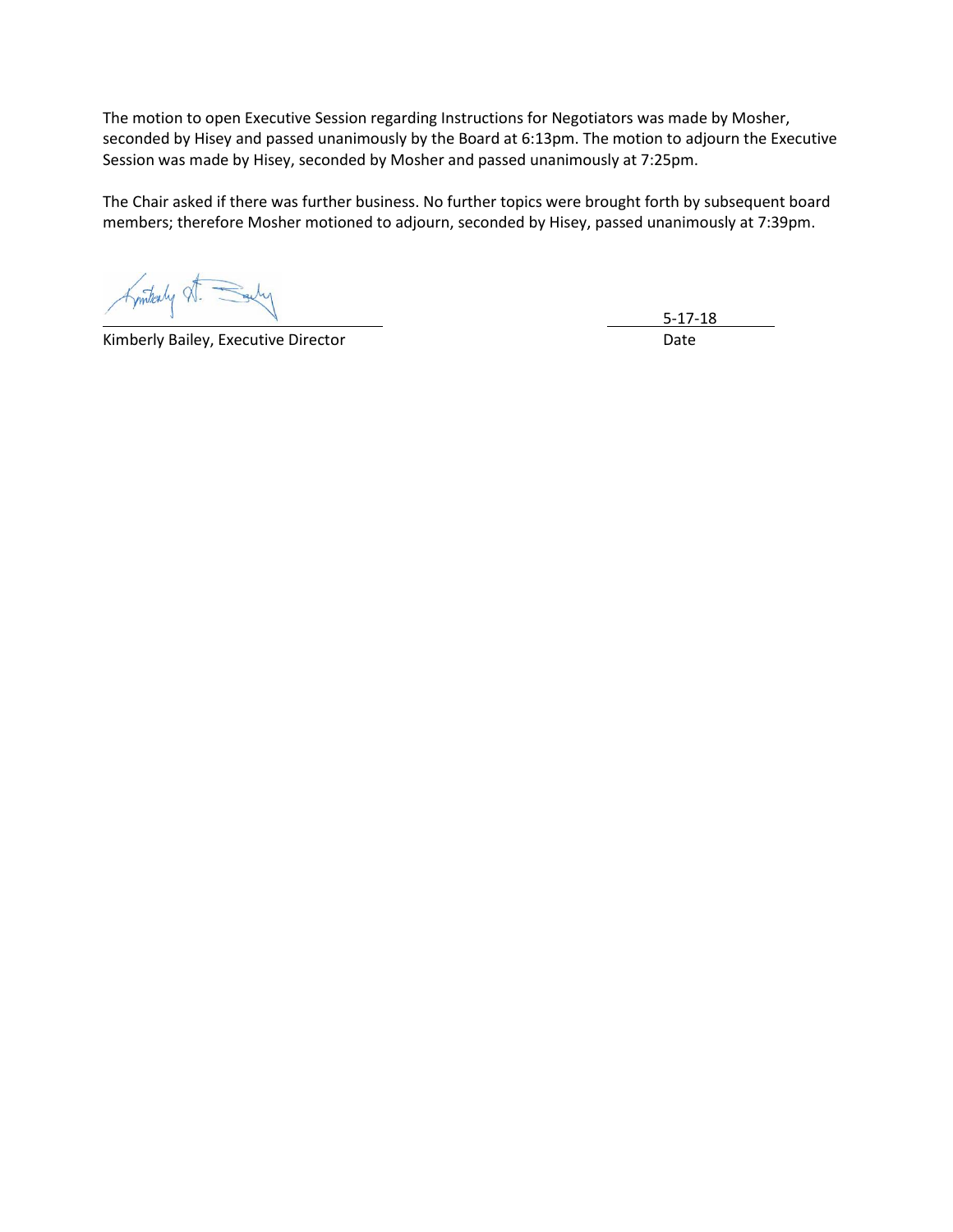The motion to open Executive Session regarding Instructions for Negotiators was made by Mosher, seconded by Hisey and passed unanimously by the Board at 6:13pm. The motion to adjourn the Executive Session was made by Hisey, seconded by Mosher and passed unanimously at 7:25pm.

The Chair asked if there was further business. No further topics were brought forth by subsequent board members; therefore Mosher motioned to adjourn, seconded by Hisey, passed unanimously at 7:39pm.

Kimberly Bailey, Executive Director

5-17-18

Date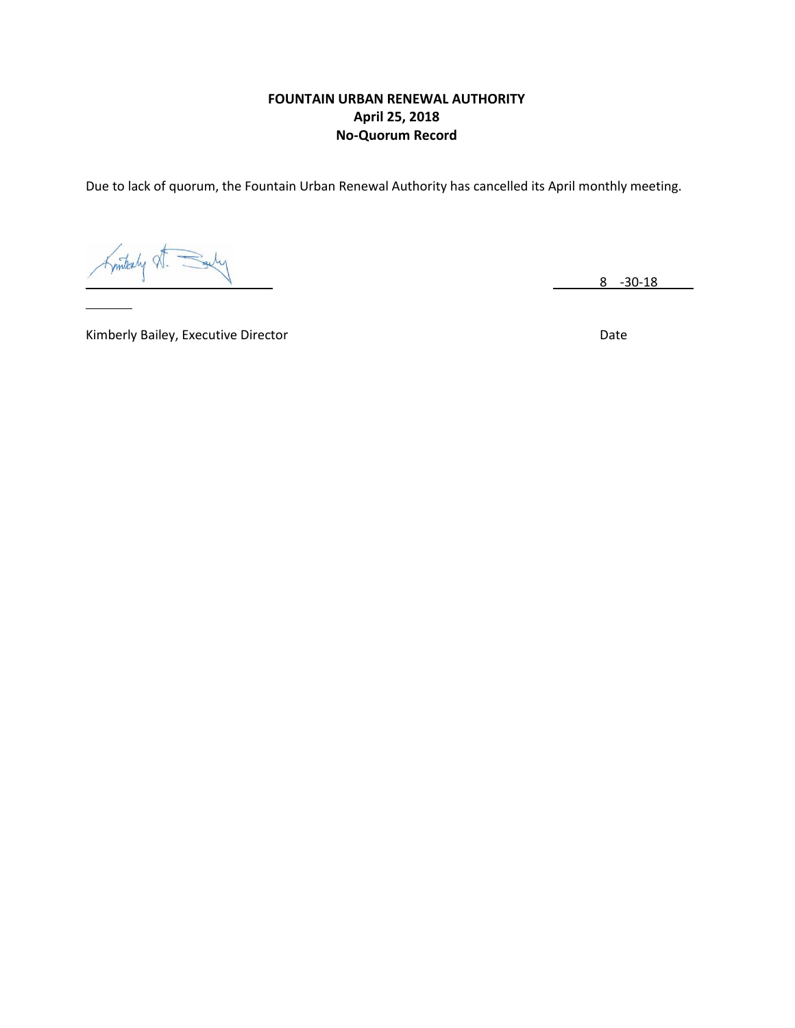**FOUNTAIN URBAN RENEWAL AUTHORITY**
**April 25, 2018**
**No-Quorum Record**

Due to lack of quorum, the Fountain Urban Renewal Authority has cancelled its April monthly meeting.

8 -30-18

Kimberly Bailey, Executive Director

Date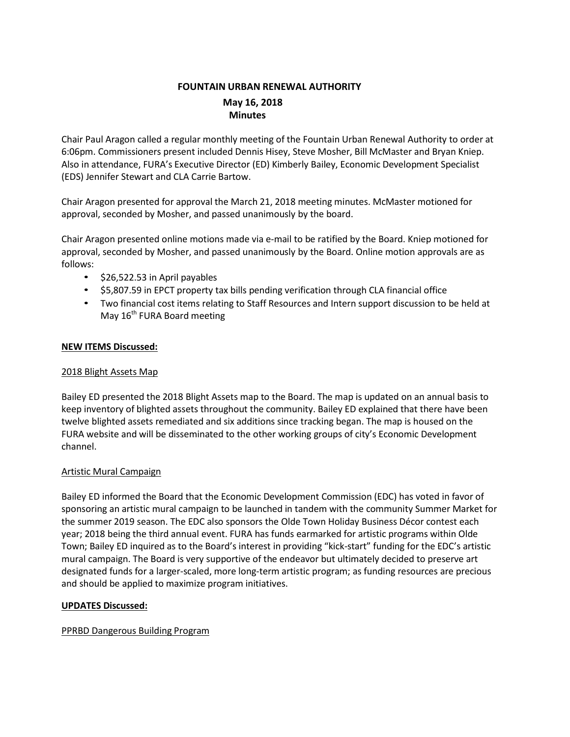**FOUNTAIN URBAN RENEWAL AUTHORITY**

**May 16, 2018**

**Minutes**

Chair Paul Aragon called a regular monthly meeting of the Fountain Urban Renewal Authority to order at 6:06pm. Commissioners present included Dennis Hisey, Steve Mosher, Bill McMaster and Bryan Kniep. Also in attendance, FURA's Executive Director (ED) Kimberly Bailey, Economic Development Specialist (EDS) Jennifer Stewart and CLA Carrie Bartow.

Chair Aragon presented for approval the March 21, 2018 meeting minutes. McMaster motioned for approval, seconded by Mosher, and passed unanimously by the board.

Chair Aragon presented online motions made via e-mail to be ratified by the Board. Kniep motioned for approval, seconded by Mosher, and passed unanimously by the Board. Online motion approvals are as follows:

- $26,522.53 in April payables
- $5,807.59 in EPCT property tax bills pending verification through CLA financial office
- Two financial cost items relating to Staff Resources and Intern support discussion to be held at May 16th FURA Board meeting

**NEW ITEMS Discussed:**

2018 Blight Assets Map

Bailey ED presented the 2018 Blight Assets map to the Board. The map is updated on an annual basis to keep inventory of blighted assets throughout the community. Bailey ED explained that there have been twelve blighted assets remediated and six additions since tracking began. The map is housed on the FURA website and will be disseminated to the other working groups of city's Economic Development channel.

Artistic Mural Campaign

Bailey ED informed the Board that the Economic Development Commission (EDC) has voted in favor of sponsoring an artistic mural campaign to be launched in tandem with the community Summer Market for the summer 2019 season. The EDC also sponsors the Olde Town Holiday Business Décor contest each year; 2018 being the third annual event. FURA has funds earmarked for artistic programs within Olde Town; Bailey ED inquired as to the Board's interest in providing "kick-start" funding for the EDC's artistic mural campaign. The Board is very supportive of the endeavor but ultimately decided to preserve art designated funds for a larger-scaled, more long-term artistic program; as funding resources are precious and should be applied to maximize program initiatives.

**UPDATES Discussed:**

PPRBD Dangerous Building Program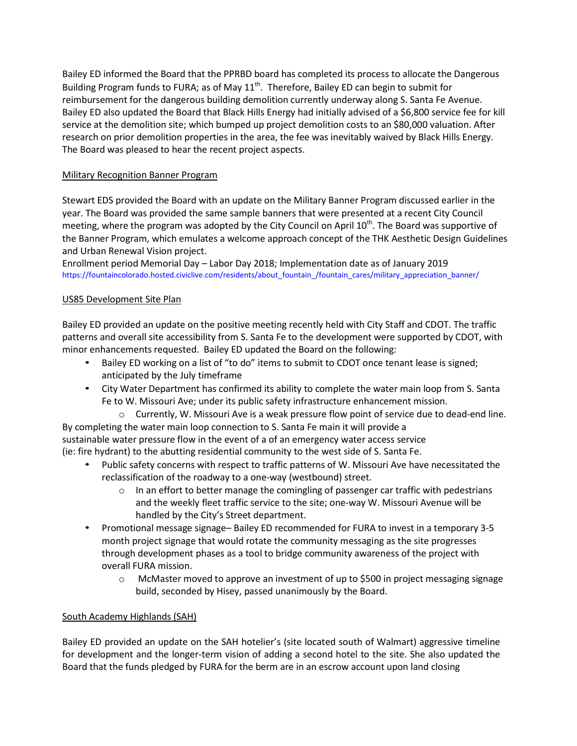Bailey ED informed the Board that the PPRBD board has completed its process to allocate the Dangerous Building Program funds to FURA; as of May 11th. Therefore, Bailey ED can begin to submit for reimbursement for the dangerous building demolition currently underway along S. Santa Fe Avenue. Bailey ED also updated the Board that Black Hills Energy had initially advised of a $6,800 service fee for kill service at the demolition site; which bumped up project demolition costs to an $80,000 valuation. After research on prior demolition properties in the area, the fee was inevitably waived by Black Hills Energy. The Board was pleased to hear the recent project aspects.

Military Recognition Banner Program

Stewart EDS provided the Board with an update on the Military Banner Program discussed earlier in the year. The Board was provided the same sample banners that were presented at a recent City Council meeting, where the program was adopted by the City Council on April 10th. The Board was supportive of the Banner Program, which emulates a welcome approach concept of the THK Aesthetic Design Guidelines and Urban Renewal Vision project.
Enrollment period Memorial Day – Labor Day 2018; Implementation date as of January 2019
https://fountaincolorado.hosted.civiclive.com/residents/about_fountain_/fountain_cares/military_appreciation_banner/

US85 Development Site Plan

Bailey ED provided an update on the positive meeting recently held with City Staff and CDOT. The traffic patterns and overall site accessibility from S. Santa Fe to the development were supported by CDOT, with minor enhancements requested. Bailey ED updated the Board on the following:

- Bailey ED working on a list of "to do" items to submit to CDOT once tenant lease is signed; anticipated by the July timeframe
- City Water Department has confirmed its ability to complete the water main loop from S. Santa Fe to W. Missouri Ave; under its public safety infrastructure enhancement mission.
  - Currently, W. Missouri Ave is a weak pressure flow point of service due to dead-end line.

By completing the water main loop connection to S. Santa Fe main it will provide a sustainable water pressure flow in the event of a of an emergency water access service (ie: fire hydrant) to the abutting residential community to the west side of S. Santa Fe.

- Public safety concerns with respect to traffic patterns of W. Missouri Ave have necessitated the reclassification of the roadway to a one-way (westbound) street.
  - In an effort to better manage the comingling of passenger car traffic with pedestrians and the weekly fleet traffic service to the site; one-way W. Missouri Avenue will be handled by the City's Street department.
- Promotional message signage– Bailey ED recommended for FURA to invest in a temporary 3-5 month project signage that would rotate the community messaging as the site progresses through development phases as a tool to bridge community awareness of the project with overall FURA mission.
  - McMaster moved to approve an investment of up to $500 in project messaging signage build, seconded by Hisey, passed unanimously by the Board.

South Academy Highlands (SAH)

Bailey ED provided an update on the SAH hotelier's (site located south of Walmart) aggressive timeline for development and the longer-term vision of adding a second hotel to the site. She also updated the Board that the funds pledged by FURA for the berm are in an escrow account upon land closing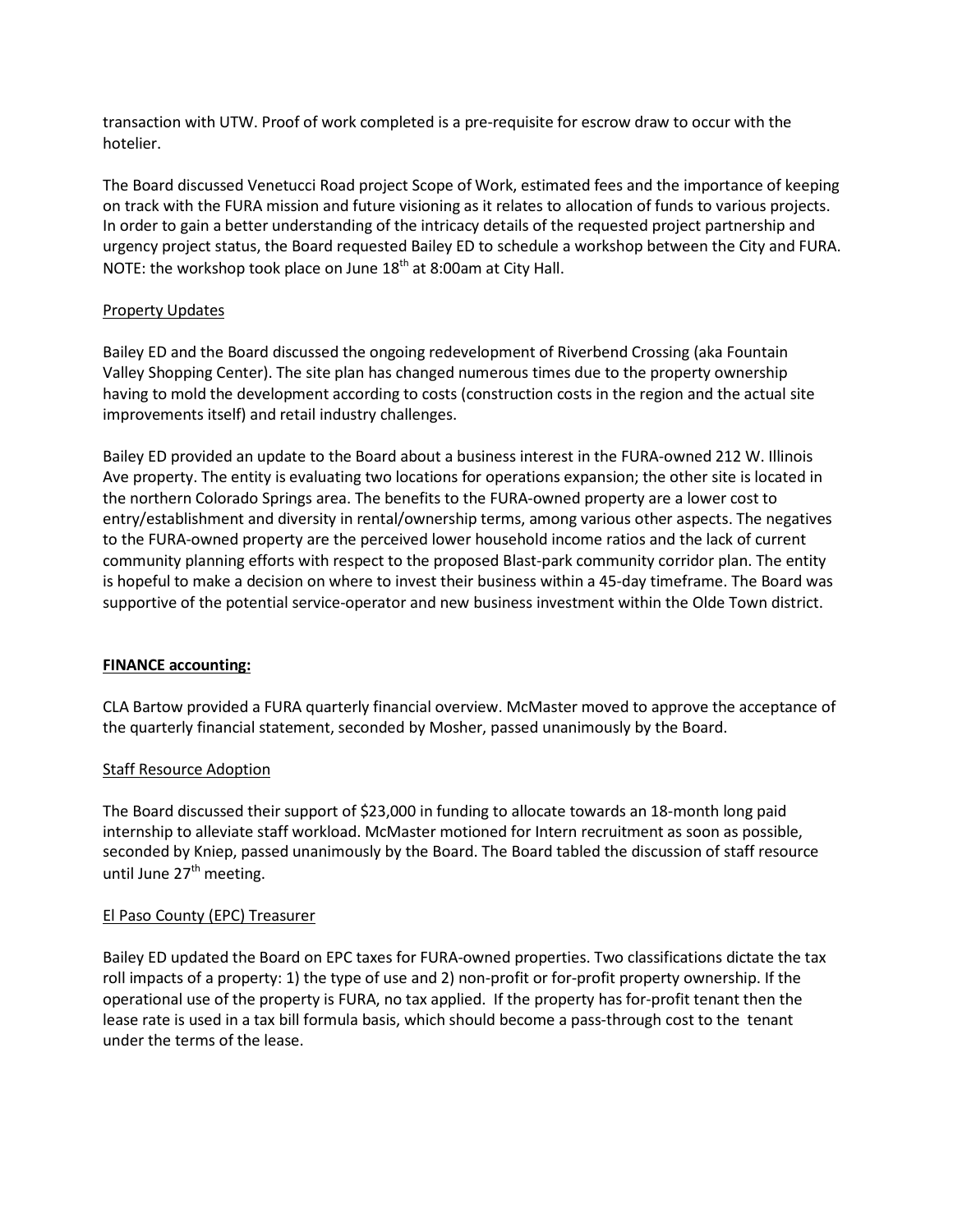transaction with UTW. Proof of work completed is a pre-requisite for escrow draw to occur with the hotelier.

The Board discussed Venetucci Road project Scope of Work, estimated fees and the importance of keeping on track with the FURA mission and future visioning as it relates to allocation of funds to various projects. In order to gain a better understanding of the intricacy details of the requested project partnership and urgency project status, the Board requested Bailey ED to schedule a workshop between the City and FURA. NOTE: the workshop took place on June 18th at 8:00am at City Hall.

Property Updates

Bailey ED and the Board discussed the ongoing redevelopment of Riverbend Crossing (aka Fountain Valley Shopping Center). The site plan has changed numerous times due to the property ownership having to mold the development according to costs (construction costs in the region and the actual site improvements itself) and retail industry challenges.

Bailey ED provided an update to the Board about a business interest in the FURA-owned 212 W. Illinois Ave property. The entity is evaluating two locations for operations expansion; the other site is located in the northern Colorado Springs area. The benefits to the FURA-owned property are a lower cost to entry/establishment and diversity in rental/ownership terms, among various other aspects. The negatives to the FURA-owned property are the perceived lower household income ratios and the lack of current community planning efforts with respect to the proposed Blast-park community corridor plan. The entity is hopeful to make a decision on where to invest their business within a 45-day timeframe. The Board was supportive of the potential service-operator and new business investment within the Olde Town district.

**FINANCE accounting:**

CLA Bartow provided a FURA quarterly financial overview. McMaster moved to approve the acceptance of the quarterly financial statement, seconded by Mosher, passed unanimously by the Board.

Staff Resource Adoption

The Board discussed their support of $23,000 in funding to allocate towards an 18-month long paid internship to alleviate staff workload. McMaster motioned for Intern recruitment as soon as possible, seconded by Kniep, passed unanimously by the Board. The Board tabled the discussion of staff resource until June 27th meeting.

El Paso County (EPC) Treasurer

Bailey ED updated the Board on EPC taxes for FURA-owned properties. Two classifications dictate the tax roll impacts of a property: 1) the type of use and 2) non-profit or for-profit property ownership. If the operational use of the property is FURA, no tax applied. If the property has for-profit tenant then the lease rate is used in a tax bill formula basis, which should become a pass-through cost to the tenant under the terms of the lease.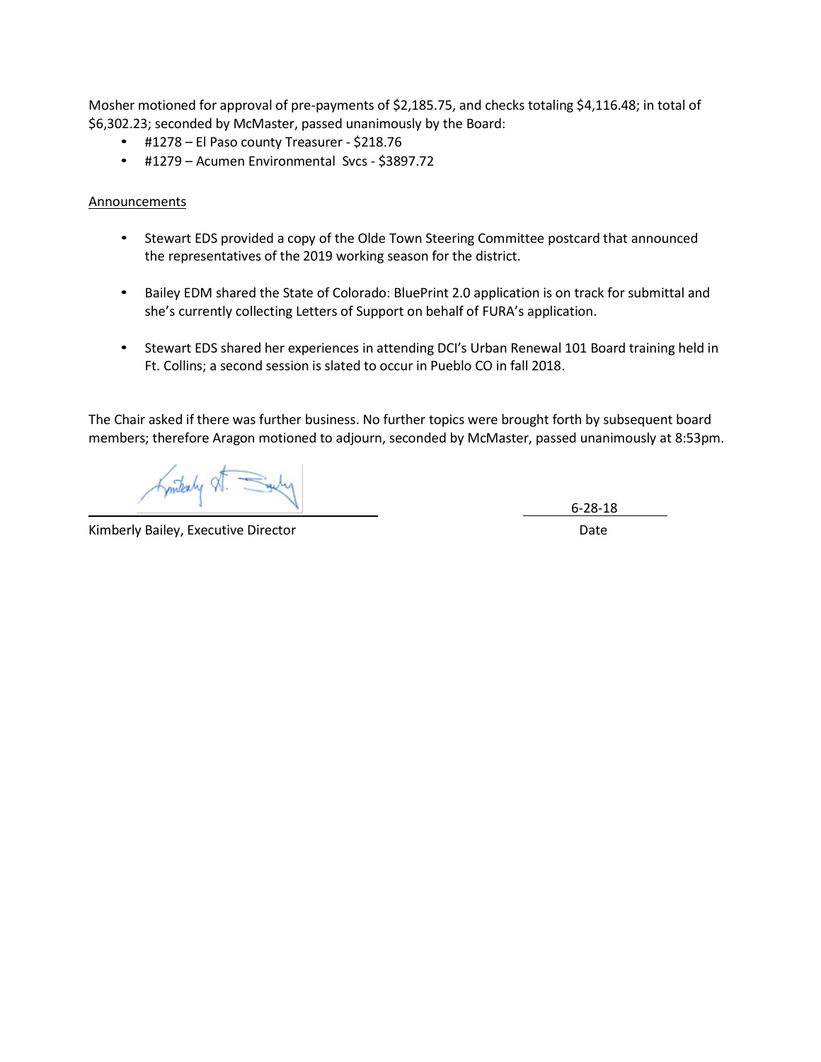Mosher motioned for approval of pre-payments of $2,185.75, and checks totaling $4,116.48; in total of $6,302.23; seconded by McMaster, passed unanimously by the Board:

- #1278 – El Paso county Treasurer - $218.76
- #1279 – Acumen Environmental Svcs - $3897.72

<u>Announcements</u>

- Stewart EDS provided a copy of the Olde Town Steering Committee postcard that announced the representatives of the 2019 working season for the district.
- Bailey EDM shared the State of Colorado: BluePrint 2.0 application is on track for submittal and she's currently collecting Letters of Support on behalf of FURA's application.
- Stewart EDS shared her experiences in attending DCI's Urban Renewal 101 Board training held in Ft. Collins; a second session is slated to occur in Pueblo CO in fall 2018.

The Chair asked if there was further business. No further topics were brought forth by subsequent board members; therefore Aragon motioned to adjourn, seconded by McMaster, passed unanimously at 8:53pm.

Kimberly Bailey, Executive Director

6-28-18

Date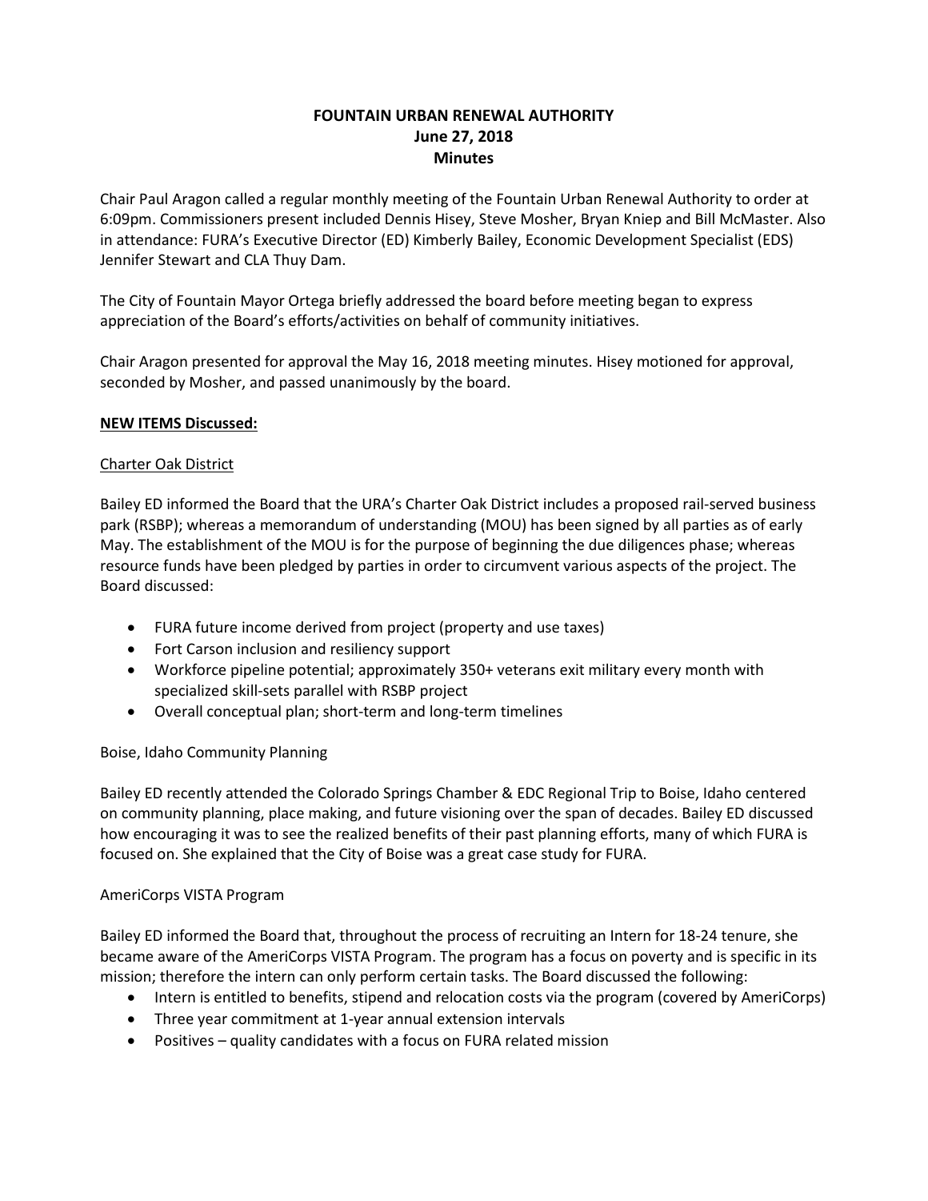**FOUNTAIN URBAN RENEWAL AUTHORITY**
**June 27, 2018**
**Minutes**

Chair Paul Aragon called a regular monthly meeting of the Fountain Urban Renewal Authority to order at 6:09pm. Commissioners present included Dennis Hisey, Steve Mosher, Bryan Kniep and Bill McMaster. Also in attendance: FURA's Executive Director (ED) Kimberly Bailey, Economic Development Specialist (EDS) Jennifer Stewart and CLA Thuy Dam.

The City of Fountain Mayor Ortega briefly addressed the board before meeting began to express appreciation of the Board's efforts/activities on behalf of community initiatives.

Chair Aragon presented for approval the May 16, 2018 meeting minutes. Hisey motioned for approval, seconded by Mosher, and passed unanimously by the board.

**NEW ITEMS Discussed:**

Charter Oak District

Bailey ED informed the Board that the URA's Charter Oak District includes a proposed rail-served business park (RSBP); whereas a memorandum of understanding (MOU) has been signed by all parties as of early May. The establishment of the MOU is for the purpose of beginning the due diligences phase; whereas resource funds have been pledged by parties in order to circumvent various aspects of the project. The Board discussed:

- FURA future income derived from project (property and use taxes)
- Fort Carson inclusion and resiliency support
- Workforce pipeline potential; approximately 350+ veterans exit military every month with specialized skill-sets parallel with RSBP project
- Overall conceptual plan; short-term and long-term timelines

Boise, Idaho Community Planning

Bailey ED recently attended the Colorado Springs Chamber & EDC Regional Trip to Boise, Idaho centered on community planning, place making, and future visioning over the span of decades. Bailey ED discussed how encouraging it was to see the realized benefits of their past planning efforts, many of which FURA is focused on. She explained that the City of Boise was a great case study for FURA.

AmeriCorps VISTA Program

Bailey ED informed the Board that, throughout the process of recruiting an Intern for 18-24 tenure, she became aware of the AmeriCorps VISTA Program. The program has a focus on poverty and is specific in its mission; therefore the intern can only perform certain tasks. The Board discussed the following:

- Intern is entitled to benefits, stipend and relocation costs via the program (covered by AmeriCorps)
- Three year commitment at 1-year annual extension intervals
- Positives – quality candidates with a focus on FURA related mission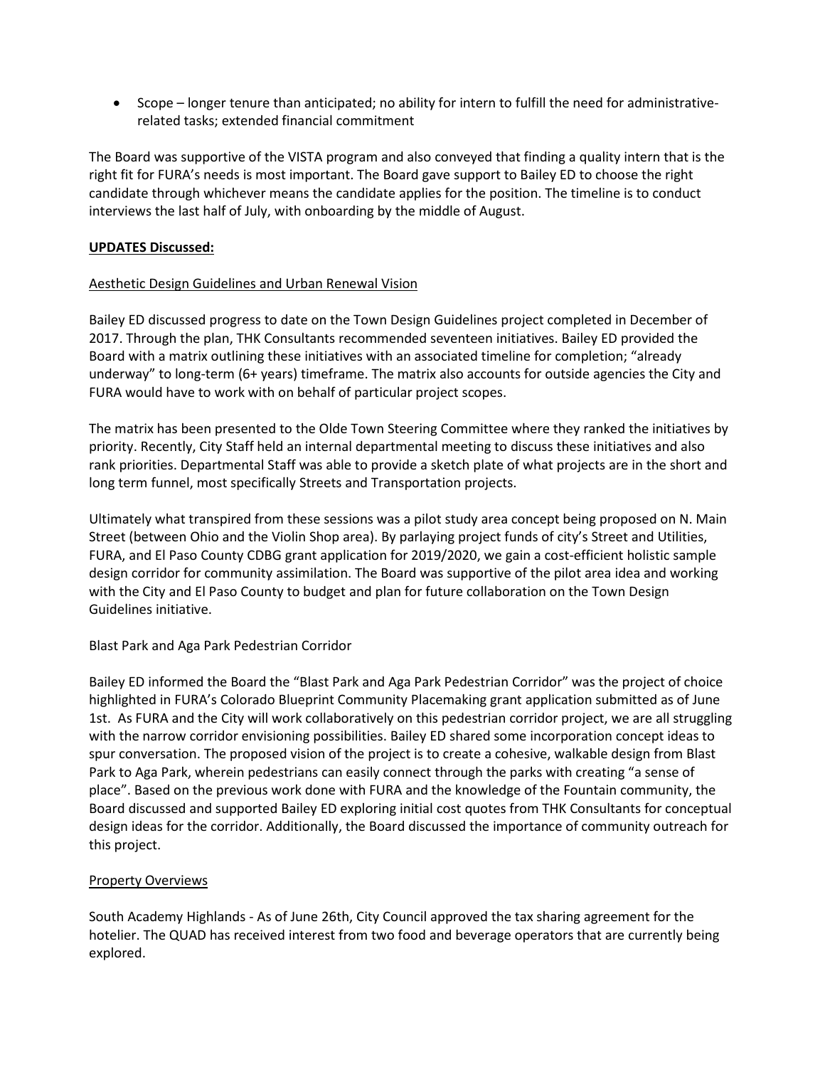- Scope – longer tenure than anticipated; no ability for intern to fulfill the need for administrative-related tasks; extended financial commitment

The Board was supportive of the VISTA program and also conveyed that finding a quality intern that is the right fit for FURA's needs is most important. The Board gave support to Bailey ED to choose the right candidate through whichever means the candidate applies for the position. The timeline is to conduct interviews the last half of July, with onboarding by the middle of August.

**UPDATES Discussed:**

Aesthetic Design Guidelines and Urban Renewal Vision

Bailey ED discussed progress to date on the Town Design Guidelines project completed in December of 2017. Through the plan, THK Consultants recommended seventeen initiatives. Bailey ED provided the Board with a matrix outlining these initiatives with an associated timeline for completion; "already underway" to long-term (6+ years) timeframe. The matrix also accounts for outside agencies the City and FURA would have to work with on behalf of particular project scopes.

The matrix has been presented to the Olde Town Steering Committee where they ranked the initiatives by priority. Recently, City Staff held an internal departmental meeting to discuss these initiatives and also rank priorities. Departmental Staff was able to provide a sketch plate of what projects are in the short and long term funnel, most specifically Streets and Transportation projects.

Ultimately what transpired from these sessions was a pilot study area concept being proposed on N. Main Street (between Ohio and the Violin Shop area). By parlaying project funds of city's Street and Utilities, FURA, and El Paso County CDBG grant application for 2019/2020, we gain a cost-efficient holistic sample design corridor for community assimilation. The Board was supportive of the pilot area idea and working with the City and El Paso County to budget and plan for future collaboration on the Town Design Guidelines initiative.

Blast Park and Aga Park Pedestrian Corridor

Bailey ED informed the Board the "Blast Park and Aga Park Pedestrian Corridor" was the project of choice highlighted in FURA's Colorado Blueprint Community Placemaking grant application submitted as of June 1st. As FURA and the City will work collaboratively on this pedestrian corridor project, we are all struggling with the narrow corridor envisioning possibilities. Bailey ED shared some incorporation concept ideas to spur conversation. The proposed vision of the project is to create a cohesive, walkable design from Blast Park to Aga Park, wherein pedestrians can easily connect through the parks with creating "a sense of place". Based on the previous work done with FURA and the knowledge of the Fountain community, the Board discussed and supported Bailey ED exploring initial cost quotes from THK Consultants for conceptual design ideas for the corridor. Additionally, the Board discussed the importance of community outreach for this project.

Property Overviews

South Academy Highlands - As of June 26th, City Council approved the tax sharing agreement for the hotelier. The QUAD has received interest from two food and beverage operators that are currently being explored.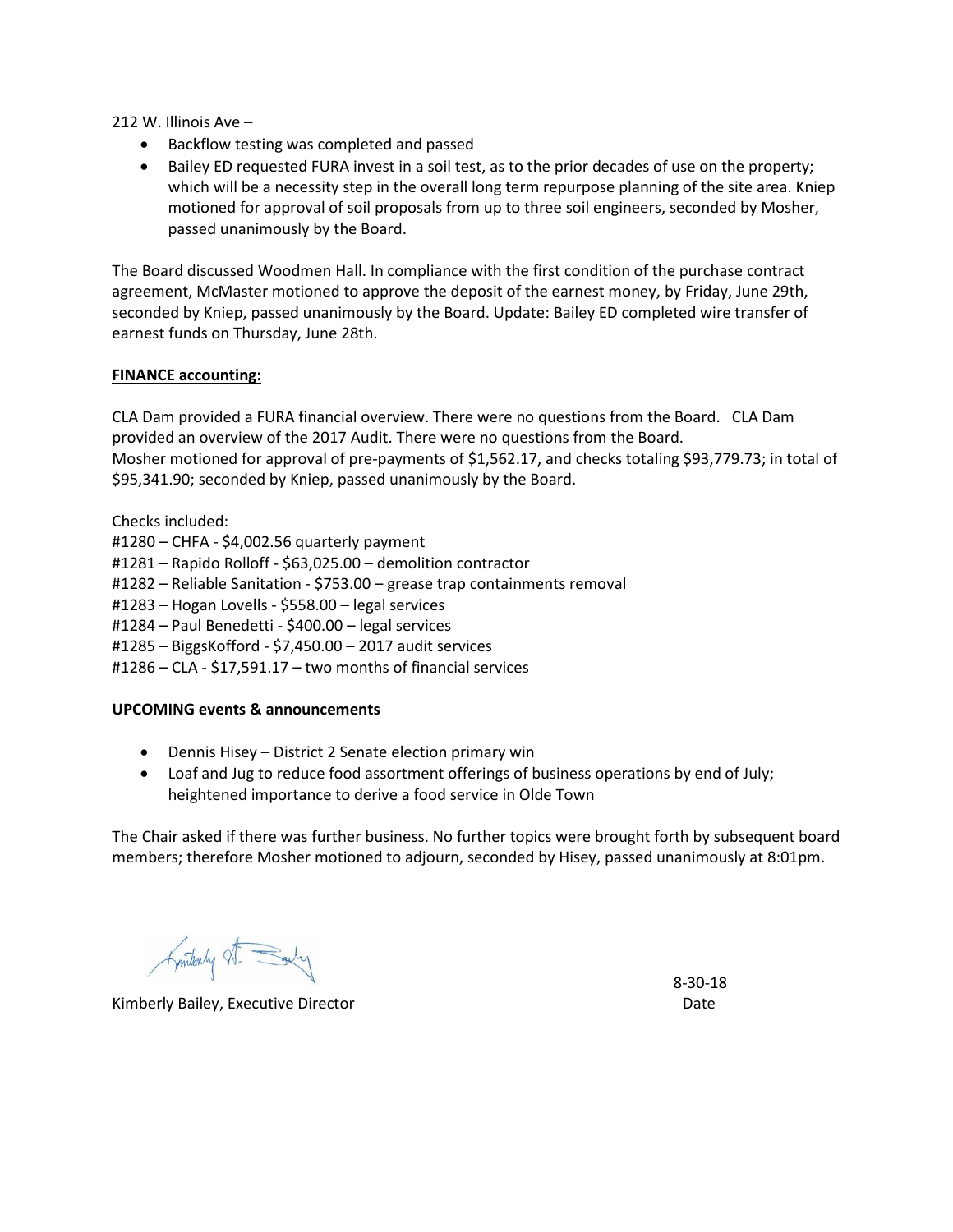212 W. Illinois Ave –

- Backflow testing was completed and passed
- Bailey ED requested FURA invest in a soil test, as to the prior decades of use on the property; which will be a necessity step in the overall long term repurpose planning of the site area. Kniep motioned for approval of soil proposals from up to three soil engineers, seconded by Mosher, passed unanimously by the Board.

The Board discussed Woodmen Hall. In compliance with the first condition of the purchase contract agreement, McMaster motioned to approve the deposit of the earnest money, by Friday, June 29th, seconded by Kniep, passed unanimously by the Board. Update: Bailey ED completed wire transfer of earnest funds on Thursday, June 28th.

**FINANCE accounting:**

CLA Dam provided a FURA financial overview. There were no questions from the Board. CLA Dam provided an overview of the 2017 Audit. There were no questions from the Board.
Mosher motioned for approval of pre-payments of $1,562.17, and checks totaling $93,779.73; in total of $95,341.90; seconded by Kniep, passed unanimously by the Board.

Checks included:
#1280 – CHFA - $4,002.56 quarterly payment
#1281 – Rapido Rolloff - $63,025.00 – demolition contractor
#1282 – Reliable Sanitation - $753.00 – grease trap containments removal
#1283 – Hogan Lovells - $558.00 – legal services
#1284 – Paul Benedetti - $400.00 – legal services
#1285 – BiggsKofford - $7,450.00 – 2017 audit services
#1286 – CLA - $17,591.17 – two months of financial services

**UPCOMING events & announcements**

- Dennis Hisey – District 2 Senate election primary win
- Loaf and Jug to reduce food assortment offerings of business operations by end of July; heightened importance to derive a food service in Olde Town

The Chair asked if there was further business. No further topics were brought forth by subsequent board members; therefore Mosher motioned to adjourn, seconded by Hisey, passed unanimously at 8:01pm.

Kimberly Bailey, Executive Director

8-30-18
Date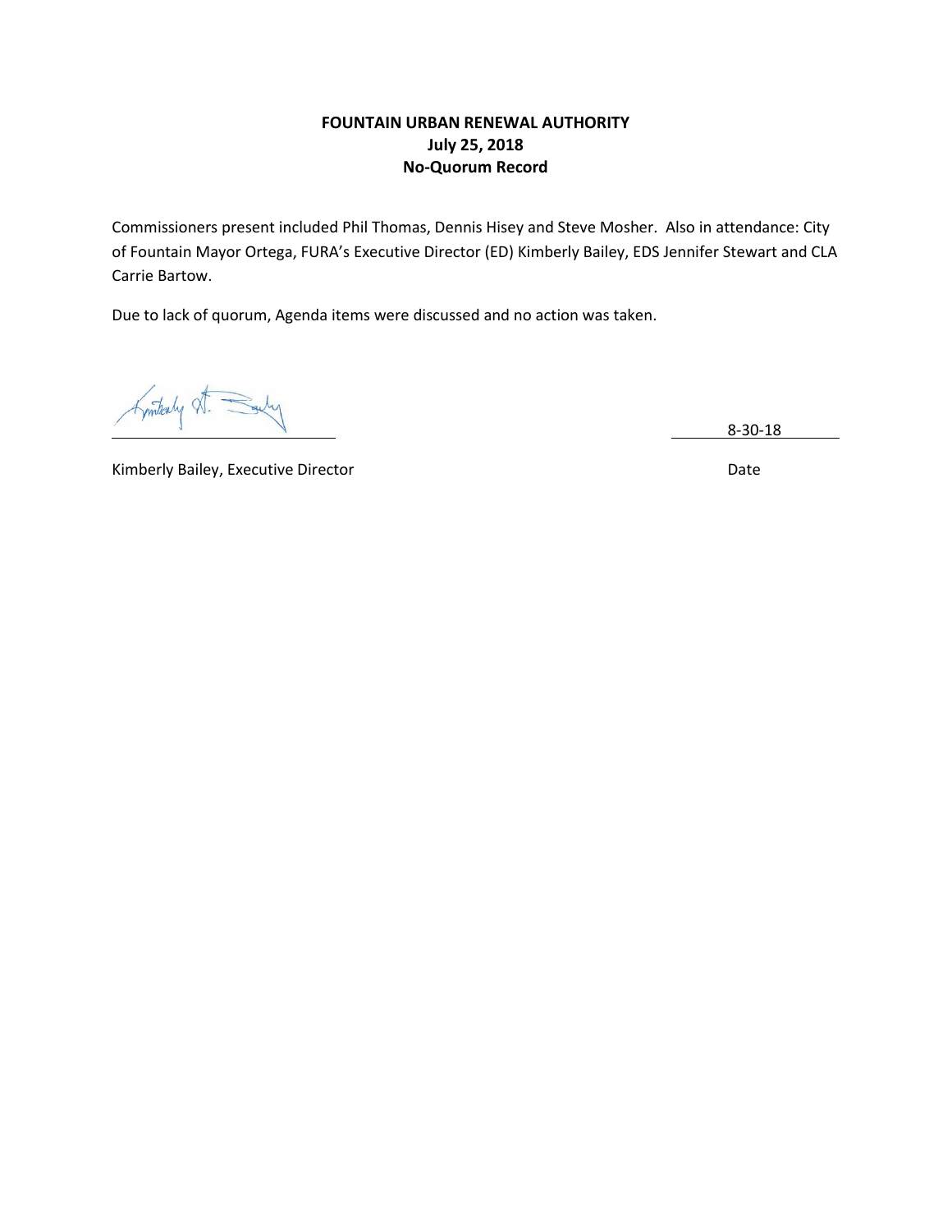**FOUNTAIN URBAN RENEWAL AUTHORITY**
**July 25, 2018**
**No-Quorum Record**

Commissioners present included Phil Thomas, Dennis Hisey and Steve Mosher. Also in attendance: City of Fountain Mayor Ortega, FURA's Executive Director (ED) Kimberly Bailey, EDS Jennifer Stewart and CLA Carrie Bartow.

Due to lack of quorum, Agenda items were discussed and no action was taken.

Kimberly Bailey, Executive Director

Date: 8-30-18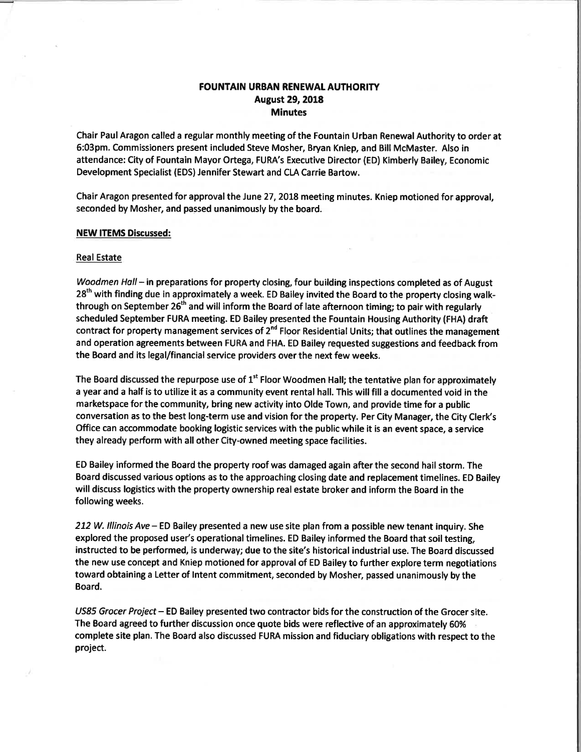**FOUNTAIN URBAN RENEWAL AUTHORITY**
**August 29, 2018**
**Minutes**

Chair Paul Aragon called a regular monthly meeting of the Fountain Urban Renewal Authority to order at 6:03pm. Commissioners present included Steve Mosher, Bryan Kniep, and Bill McMaster. Also in attendance: City of Fountain Mayor Ortega, FURA's Executive Director (ED) Kimberly Bailey, Economic Development Specialist (EDS) Jennifer Stewart and CLA Carrie Bartow.

Chair Aragon presented for approval the June 27, 2018 meeting minutes. Kniep motioned for approval, seconded by Mosher, and passed unanimously by the board.

**NEW ITEMS Discussed:**

Real Estate

*Woodmen Hall* – in preparations for property closing, four building inspections completed as of August 28th with finding due in approximately a week. ED Bailey invited the Board to the property closing walk-through on September 26th and will inform the Board of late afternoon timing; to pair with regularly scheduled September FURA meeting. ED Bailey presented the Fountain Housing Authority (FHA) draft contract for property management services of 2nd Floor Residential Units; that outlines the management and operation agreements between FURA and FHA. ED Bailey requested suggestions and feedback from the Board and its legal/financial service providers over the next few weeks.

The Board discussed the repurpose use of 1st Floor Woodmen Hall; the tentative plan for approximately a year and a half is to utilize it as a community event rental hall. This will fill a documented void in the marketspace for the community, bring new activity into Olde Town, and provide time for a public conversation as to the best long-term use and vision for the property. Per City Manager, the City Clerk's Office can accommodate booking logistic services with the public while it is an event space, a service they already perform with all other City-owned meeting space facilities.

ED Bailey informed the Board the property roof was damaged again after the second hail storm. The Board discussed various options as to the approaching closing date and replacement timelines. ED Bailey will discuss logistics with the property ownership real estate broker and inform the Board in the following weeks.

*212 W. Illinois Ave* – ED Bailey presented a new use site plan from a possible new tenant inquiry. She explored the proposed user's operational timelines. ED Bailey informed the Board that soil testing, instructed to be performed, is underway; due to the site's historical industrial use. The Board discussed the new use concept and Kniep motioned for approval of ED Bailey to further explore term negotiations toward obtaining a Letter of Intent commitment, seconded by Mosher, passed unanimously by the Board.

*US85 Grocer Project* – ED Bailey presented two contractor bids for the construction of the Grocer site. The Board agreed to further discussion once quote bids were reflective of an approximately 60% complete site plan. The Board also discussed FURA mission and fiduciary obligations with respect to the project.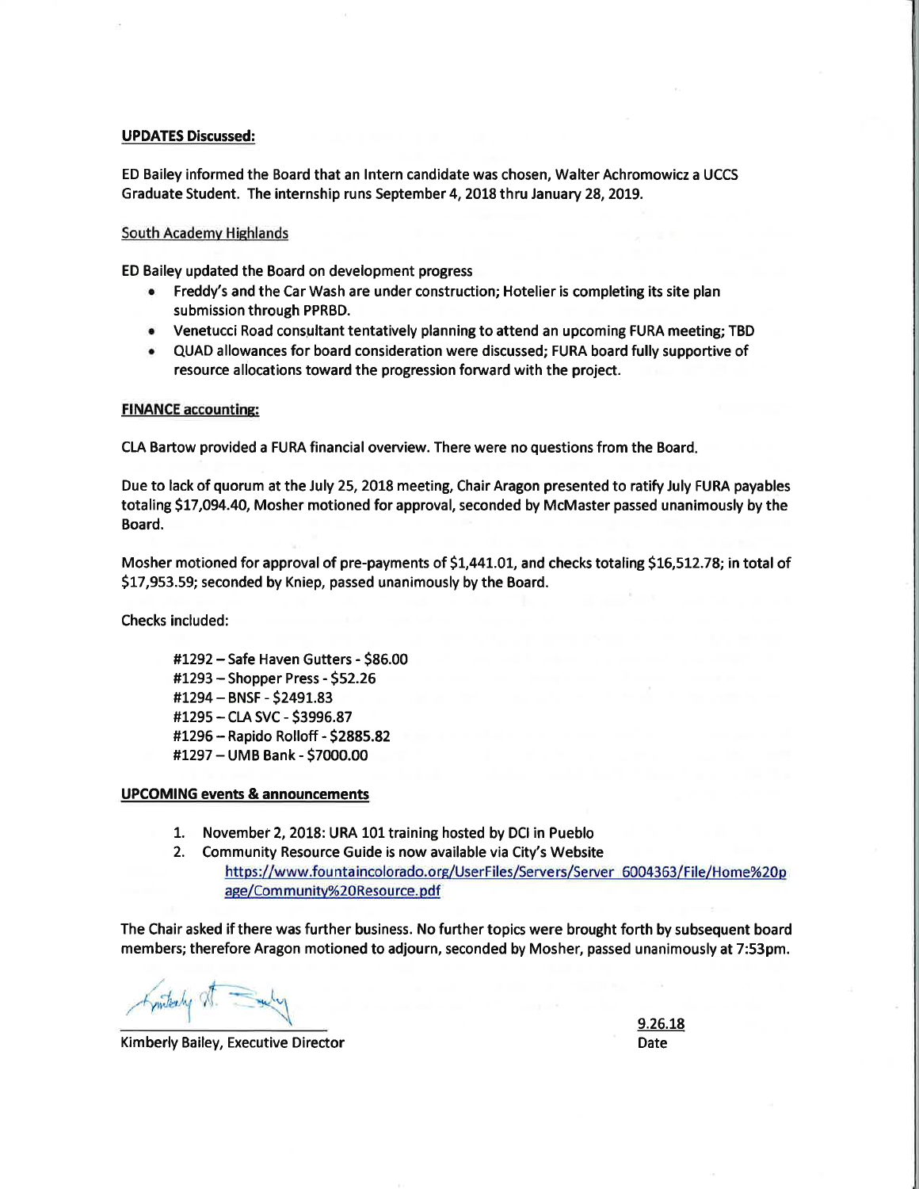**UPDATES Discussed:**

ED Bailey informed the Board that an Intern candidate was chosen, Walter Achromowicz a UCCS Graduate Student. The internship runs September 4, 2018 thru January 28, 2019.

South Academy Highlands

ED Bailey updated the Board on development progress

- Freddy's and the Car Wash are under construction; Hotelier is completing its site plan submission through PPRBD.
- Venetucci Road consultant tentatively planning to attend an upcoming FURA meeting; TBD
- QUAD allowances for board consideration were discussed; FURA board fully supportive of resource allocations toward the progression forward with the project.

**FINANCE accounting:**

CLA Bartow provided a FURA financial overview. There were no questions from the Board.

Due to lack of quorum at the July 25, 2018 meeting, Chair Aragon presented to ratify July FURA payables totaling $17,094.40, Mosher motioned for approval, seconded by McMaster passed unanimously by the Board.

Mosher motioned for approval of pre-payments of $1,441.01, and checks totaling $16,512.78; in total of $17,953.59; seconded by Kniep, passed unanimously by the Board.

Checks included:

#1292 – Safe Haven Gutters - $86.00
#1293 – Shopper Press - $52.26
#1294 – BNSF - $2491.83
#1295 – CLA SVC - $3996.87
#1296 – Rapido Rolloff - $2885.82
#1297 – UMB Bank - $7000.00

**UPCOMING events & announcements**

1. November 2, 2018: URA 101 training hosted by DCI in Pueblo
2. Community Resource Guide is now available via City's Website
   https://www.fountaincolorado.org/UserFiles/Servers/Server_6004363/File/Home%20page/Community%20Resource.pdf

The Chair asked if there was further business. No further topics were brought forth by subsequent board members; therefore Aragon motioned to adjourn, seconded by Mosher, passed unanimously at 7:53pm.

Kimberly Bailey, Executive Director

9.26.18
Date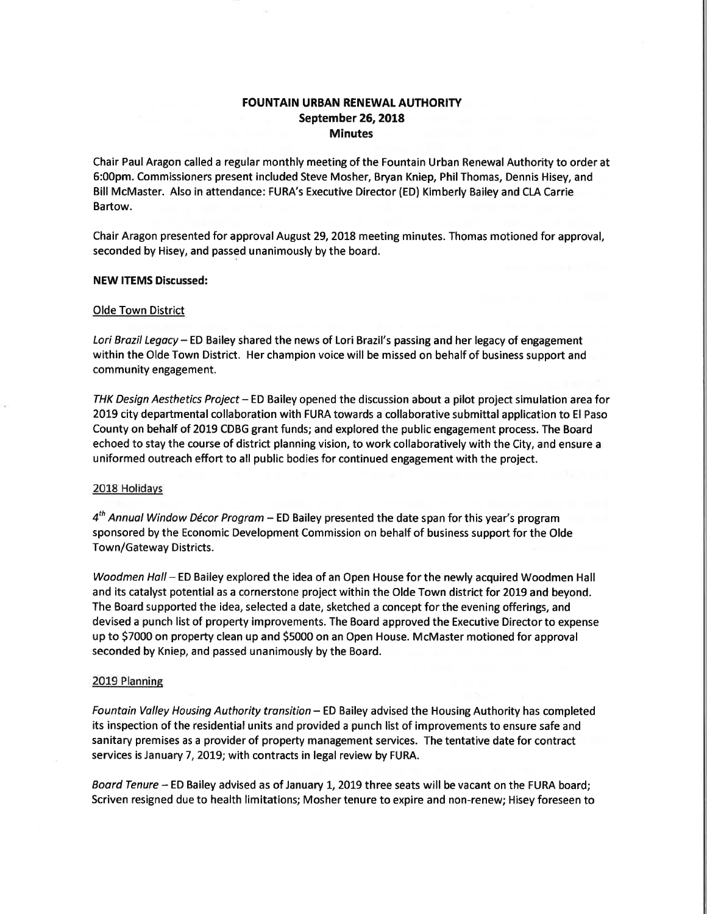**FOUNTAIN URBAN RENEWAL AUTHORITY**
**September 26, 2018**
**Minutes**

Chair Paul Aragon called a regular monthly meeting of the Fountain Urban Renewal Authority to order at 6:00pm. Commissioners present included Steve Mosher, Bryan Kniep, Phil Thomas, Dennis Hisey, and Bill McMaster. Also in attendance: FURA's Executive Director (ED) Kimberly Bailey and CLA Carrie Bartow.

Chair Aragon presented for approval August 29, 2018 meeting minutes. Thomas motioned for approval, seconded by Hisey, and passed unanimously by the board.

**NEW ITEMS Discussed:**

Olde Town District

*Lori Brazil Legacy* – ED Bailey shared the news of Lori Brazil's passing and her legacy of engagement within the Olde Town District. Her champion voice will be missed on behalf of business support and community engagement.

*THK Design Aesthetics Project* – ED Bailey opened the discussion about a pilot project simulation area for 2019 city departmental collaboration with FURA towards a collaborative submittal application to El Paso County on behalf of 2019 CDBG grant funds; and explored the public engagement process. The Board echoed to stay the course of district planning vision, to work collaboratively with the City, and ensure a uniformed outreach effort to all public bodies for continued engagement with the project.

2018 Holidays

*4th Annual Window Décor Program* – ED Bailey presented the date span for this year's program sponsored by the Economic Development Commission on behalf of business support for the Olde Town/Gateway Districts.

*Woodmen Hall* – ED Bailey explored the idea of an Open House for the newly acquired Woodmen Hall and its catalyst potential as a cornerstone project within the Olde Town district for 2019 and beyond. The Board supported the idea, selected a date, sketched a concept for the evening offerings, and devised a punch list of property improvements. The Board approved the Executive Director to expense up to $7000 on property clean up and $5000 on an Open House. McMaster motioned for approval seconded by Kniep, and passed unanimously by the Board.

2019 Planning

*Fountain Valley Housing Authority transition* – ED Bailey advised the Housing Authority has completed its inspection of the residential units and provided a punch list of improvements to ensure safe and sanitary premises as a provider of property management services. The tentative date for contract services is January 7, 2019; with contracts in legal review by FURA.

*Board Tenure* – ED Bailey advised as of January 1, 2019 three seats will be vacant on the FURA board; Scriven resigned due to health limitations; Mosher tenure to expire and non-renew; Hisey foreseen to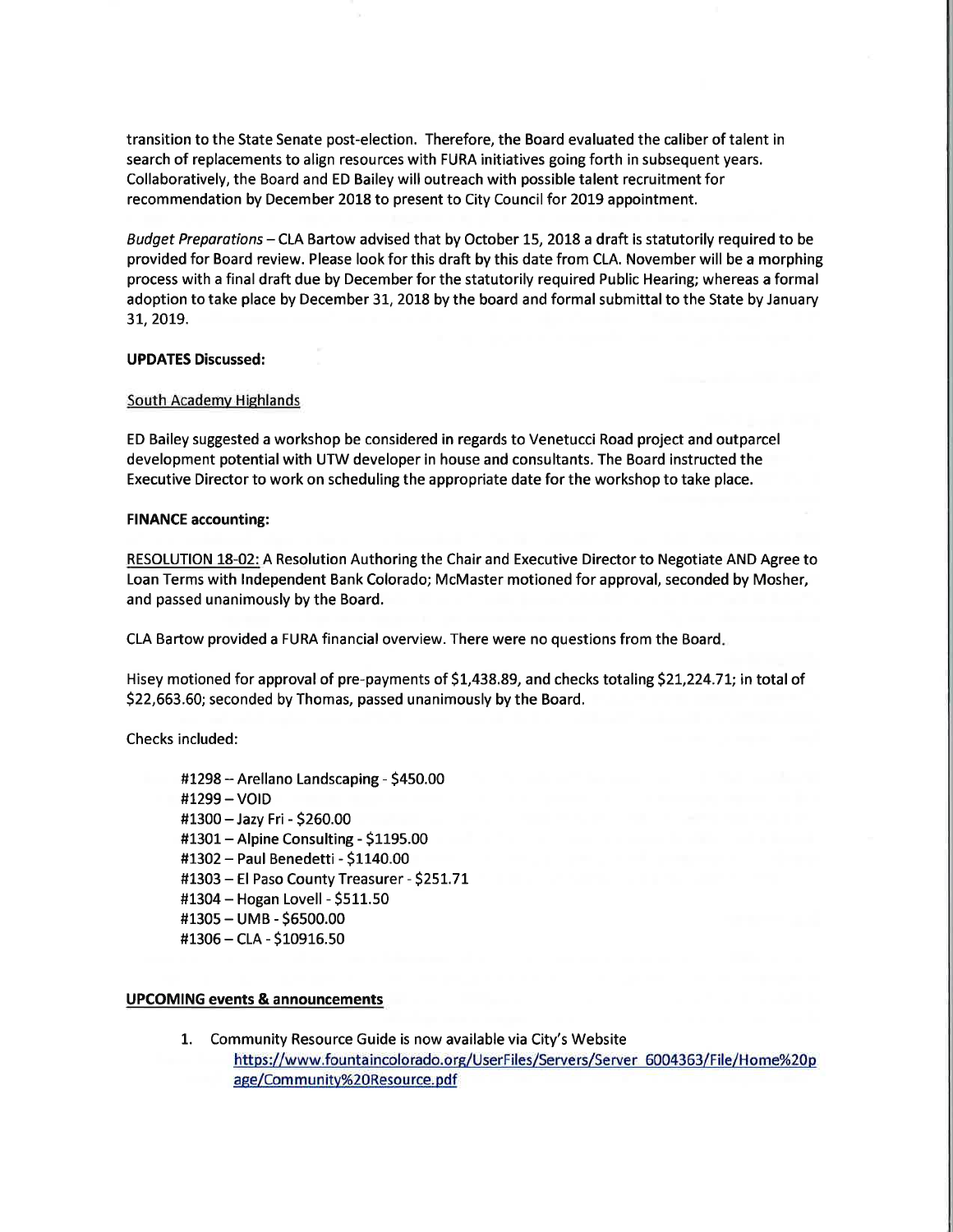transition to the State Senate post-election. Therefore, the Board evaluated the caliber of talent in search of replacements to align resources with FURA initiatives going forth in subsequent years. Collaboratively, the Board and ED Bailey will outreach with possible talent recruitment for recommendation by December 2018 to present to City Council for 2019 appointment.

*Budget Preparations* – CLA Bartow advised that by October 15, 2018 a draft is statutorily required to be provided for Board review. Please look for this draft by this date from CLA. November will be a morphing process with a final draft due by December for the statutorily required Public Hearing; whereas a formal adoption to take place by December 31, 2018 by the board and formal submittal to the State by January 31, 2019.

**UPDATES Discussed:**

South Academy Highlands

ED Bailey suggested a workshop be considered in regards to Venetucci Road project and outparcel development potential with UTW developer in house and consultants. The Board instructed the Executive Director to work on scheduling the appropriate date for the workshop to take place.

**FINANCE accounting:**

RESOLUTION 18-02: A Resolution Authoring the Chair and Executive Director to Negotiate AND Agree to Loan Terms with Independent Bank Colorado; McMaster motioned for approval, seconded by Mosher, and passed unanimously by the Board.

CLA Bartow provided a FURA financial overview. There were no questions from the Board.

Hisey motioned for approval of pre-payments of $1,438.89, and checks totaling $21,224.71; in total of $22,663.60; seconded by Thomas, passed unanimously by the Board.

Checks included:

- #1298 – Arellano Landscaping - $450.00
- #1299 – VOID
- #1300 – Jazy Fri - $260.00
- #1301 – Alpine Consulting - $1195.00
- #1302 – Paul Benedetti - $1140.00
- #1303 – El Paso County Treasurer - $251.71
- #1304 – Hogan Lovell - $511.50
- #1305 – UMB - $6500.00
- #1306 – CLA - $10916.50

**UPCOMING events & announcements**

1. Community Resource Guide is now available via City's Website
   https://www.fountaincolorado.org/UserFiles/Servers/Server_6004363/File/Home%20page/Community%20Resource.pdf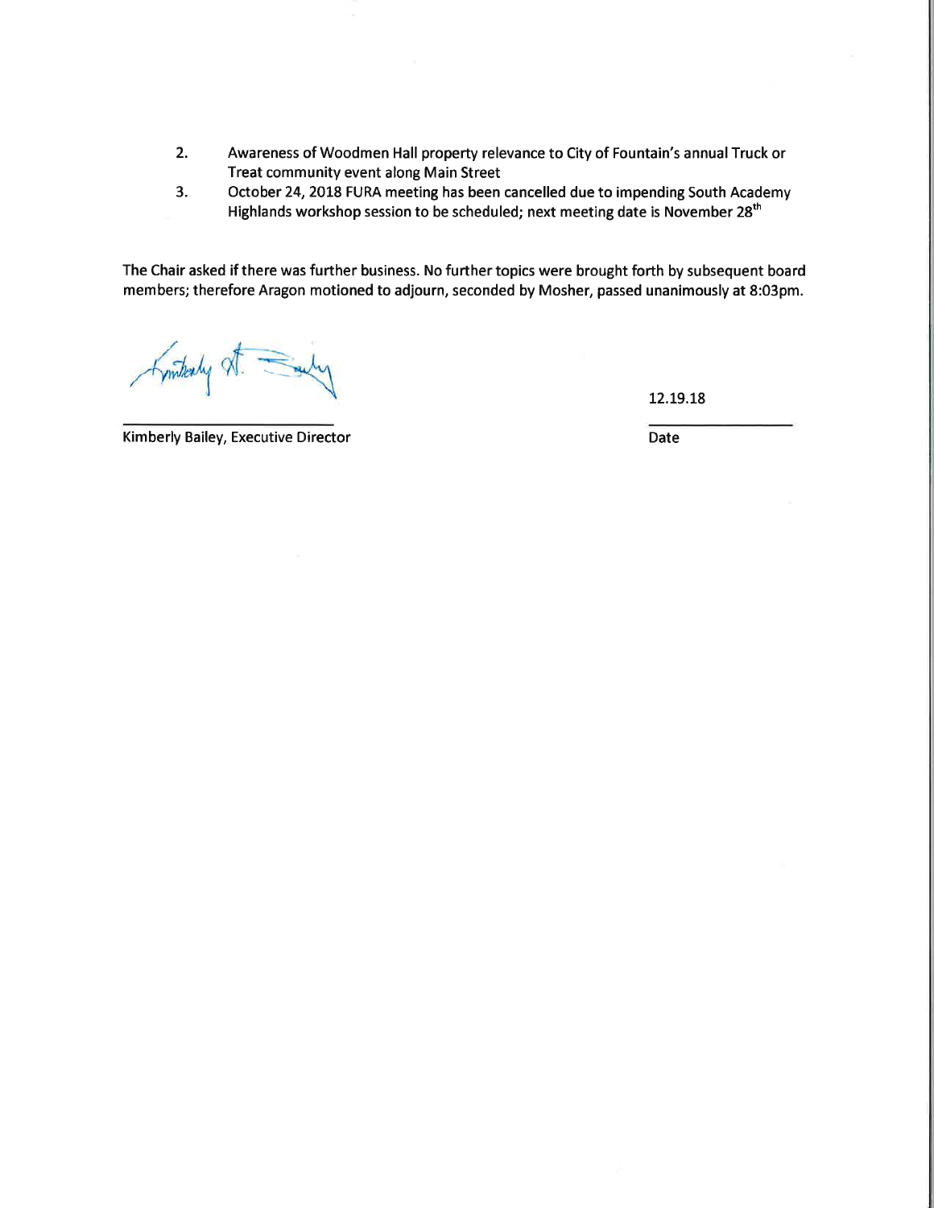2. Awareness of Woodmen Hall property relevance to City of Fountain's annual Truck or Treat community event along Main Street
3. October 24, 2018 FURA meeting has been cancelled due to impending South Academy Highlands workshop session to be scheduled; next meeting date is November 28th

The Chair asked if there was further business. No further topics were brought forth by subsequent board members; therefore Aragon motioned to adjourn, seconded by Mosher, passed unanimously at 8:03pm.

Kimberly Bailey, Executive Director

12.19.18

Date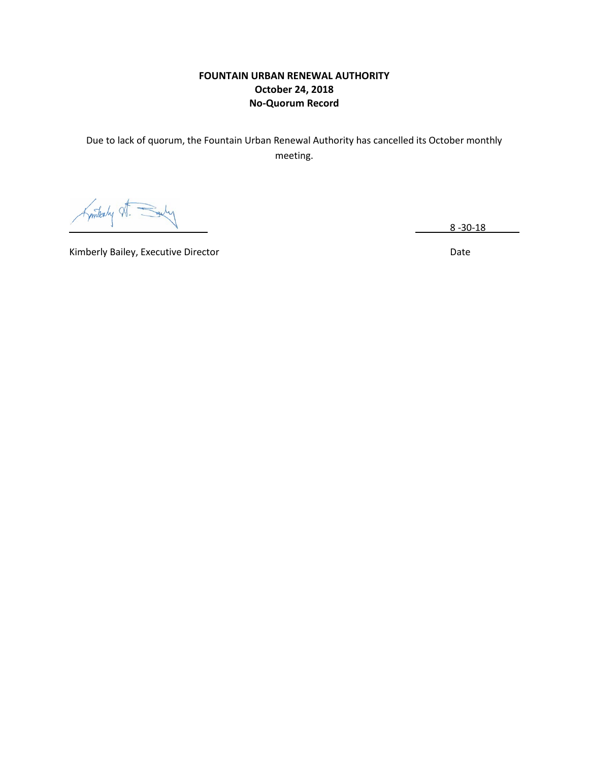**FOUNTAIN URBAN RENEWAL AUTHORITY**
**October 24, 2018**
**No-Quorum Record**

Due to lack of quorum, the Fountain Urban Renewal Authority has cancelled its October monthly meeting.

Kimberly Bailey, Executive Director | Date: 8 -30-18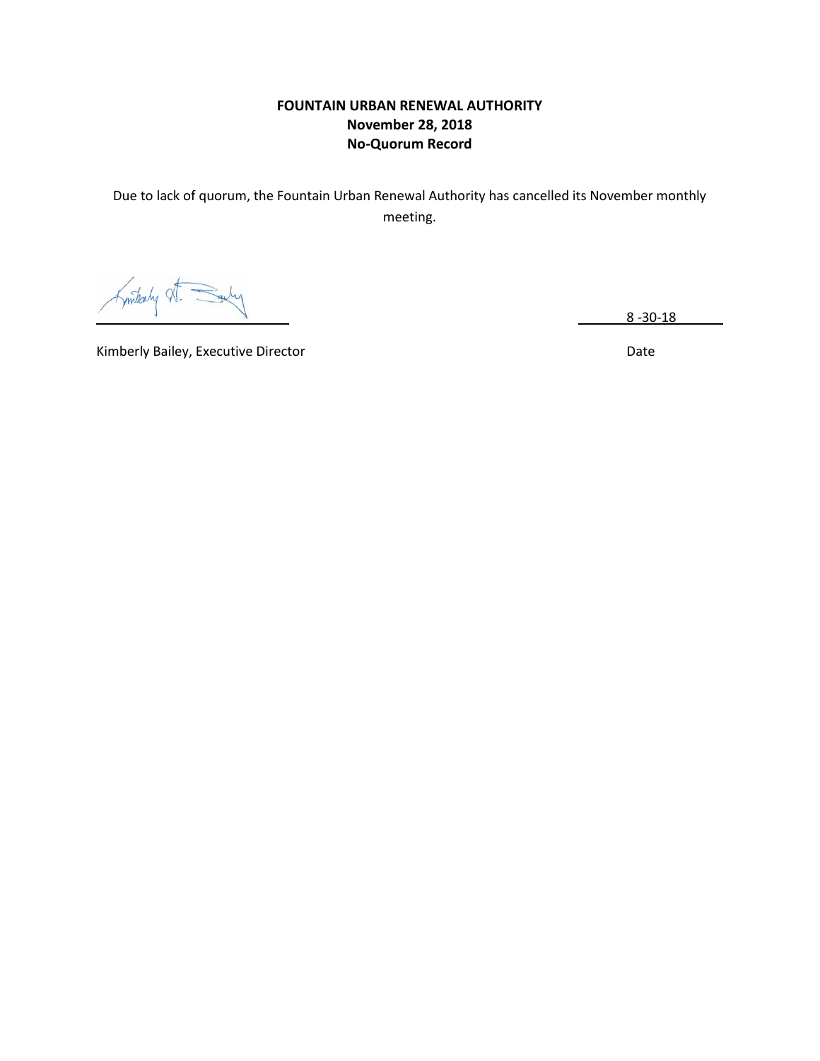**FOUNTAIN URBAN RENEWAL AUTHORITY**
**November 28, 2018**
**No-Quorum Record**

Due to lack of quorum, the Fountain Urban Renewal Authority has cancelled its November monthly meeting.

Kimberly Bailey, Executive Director

8 -30-18

Date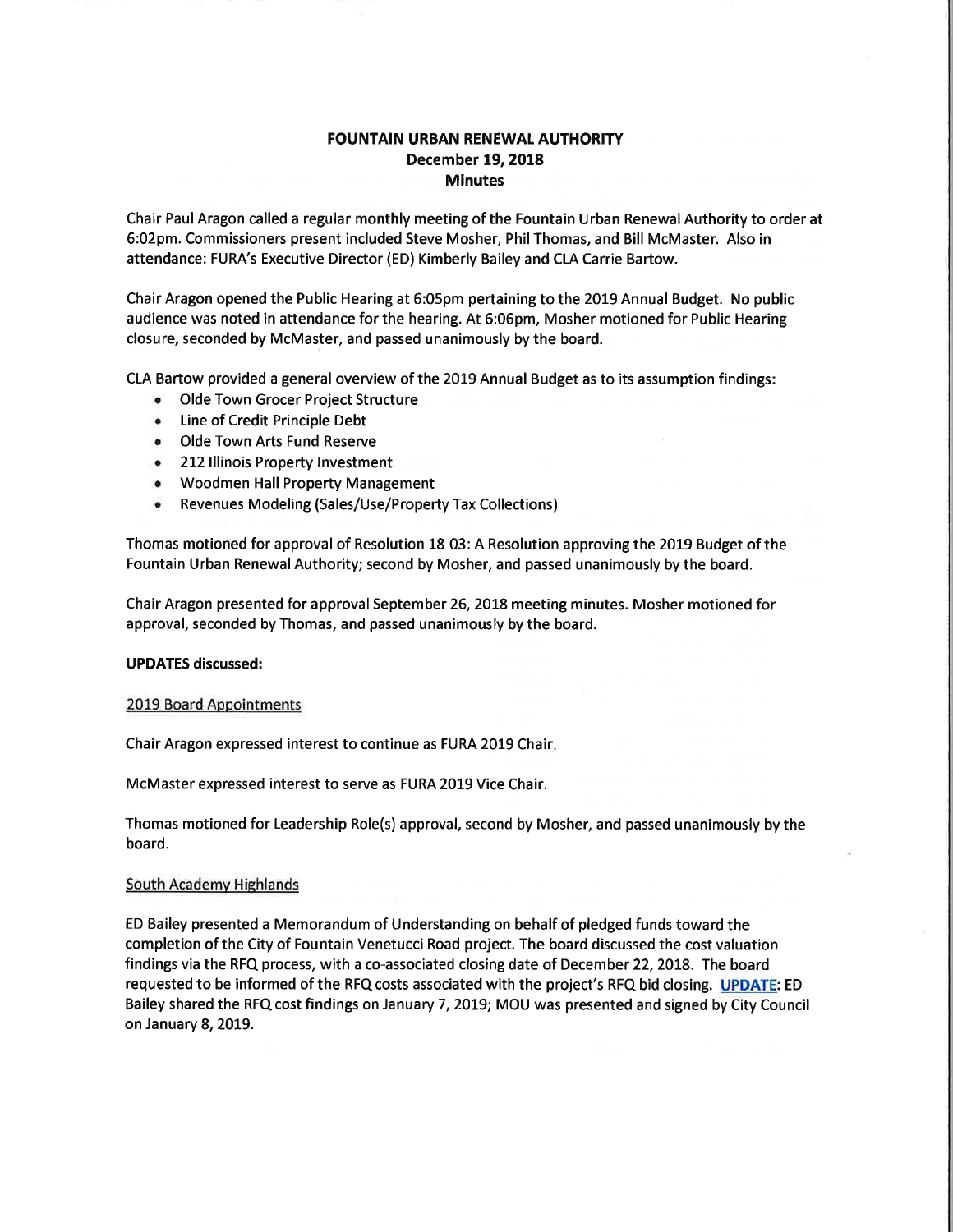**FOUNTAIN URBAN RENEWAL AUTHORITY**
**December 19, 2018**
**Minutes**

Chair Paul Aragon called a regular monthly meeting of the Fountain Urban Renewal Authority to order at 6:02pm. Commissioners present included Steve Mosher, Phil Thomas, and Bill McMaster. Also in attendance: FURA's Executive Director (ED) Kimberly Bailey and CLA Carrie Bartow.

Chair Aragon opened the Public Hearing at 6:05pm pertaining to the 2019 Annual Budget. No public audience was noted in attendance for the hearing. At 6:06pm, Mosher motioned for Public Hearing closure, seconded by McMaster, and passed unanimously by the board.

CLA Bartow provided a general overview of the 2019 Annual Budget as to its assumption findings:

- Olde Town Grocer Project Structure
- Line of Credit Principle Debt
- Olde Town Arts Fund Reserve
- 212 Illinois Property Investment
- Woodmen Hall Property Management
- Revenues Modeling (Sales/Use/Property Tax Collections)

Thomas motioned for approval of Resolution 18-03: A Resolution approving the 2019 Budget of the Fountain Urban Renewal Authority; second by Mosher, and passed unanimously by the board.

Chair Aragon presented for approval September 26, 2018 meeting minutes. Mosher motioned for approval, seconded by Thomas, and passed unanimously by the board.

**UPDATES discussed:**

2019 Board Appointments

Chair Aragon expressed interest to continue as FURA 2019 Chair.

McMaster expressed interest to serve as FURA 2019 Vice Chair.

Thomas motioned for Leadership Role(s) approval, second by Mosher, and passed unanimously by the board.

South Academy Highlands

ED Bailey presented a Memorandum of Understanding on behalf of pledged funds toward the completion of the City of Fountain Venetucci Road project. The board discussed the cost valuation findings via the RFQ process, with a co-associated closing date of December 22, 2018. The board requested to be informed of the RFQ costs associated with the project's RFQ bid closing. **UPDATE**: ED Bailey shared the RFQ cost findings on January 7, 2019; MOU was presented and signed by City Council on January 8, 2019.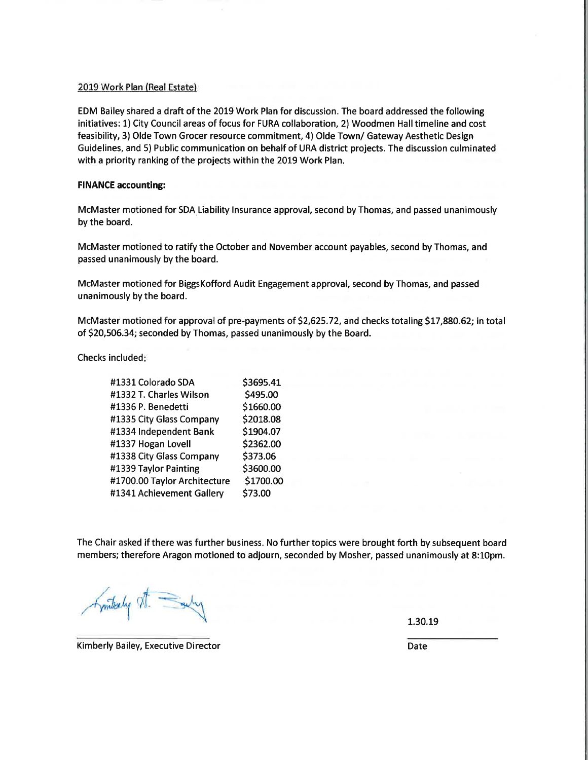2019 Work Plan (Real Estate)

EDM Bailey shared a draft of the 2019 Work Plan for discussion. The board addressed the following initiatives: 1) City Council areas of focus for FURA collaboration, 2) Woodmen Hall timeline and cost feasibility, 3) Olde Town Grocer resource commitment, 4) Olde Town/ Gateway Aesthetic Design Guidelines, and 5) Public communication on behalf of URA district projects. The discussion culminated with a priority ranking of the projects within the 2019 Work Plan.

**FINANCE accounting:**

McMaster motioned for SDA Liability Insurance approval, second by Thomas, and passed unanimously by the board.

McMaster motioned to ratify the October and November account payables, second by Thomas, and passed unanimously by the board.

McMaster motioned for BiggsKofford Audit Engagement approval, second by Thomas, and passed unanimously by the board.

McMaster motioned for approval of pre-payments of $2,625.72, and checks totaling $17,880.62; in total of $20,506.34; seconded by Thomas, passed unanimously by the Board.

Checks included:

| | |
|---|---|
| #1331 Colorado SDA | $3695.41 |
| #1332 T. Charles Wilson | $495.00 |
| #1336 P. Benedetti | $1660.00 |
| #1335 City Glass Company | $2018.08 |
| #1334 Independent Bank | $1904.07 |
| #1337 Hogan Lovell | $2362.00 |
| #1338 City Glass Company | $373.06 |
| #1339 Taylor Painting | $3600.00 |
| #1700.00 Taylor Architecture | $1700.00 |
| #1341 Achievement Gallery | $73.00 |

The Chair asked if there was further business. No further topics were brought forth by subsequent board members; therefore Aragon motioned to adjourn, seconded by Mosher, passed unanimously at 8:10pm.

Kimberly Bailey, Executive Director

1.30.19

Date